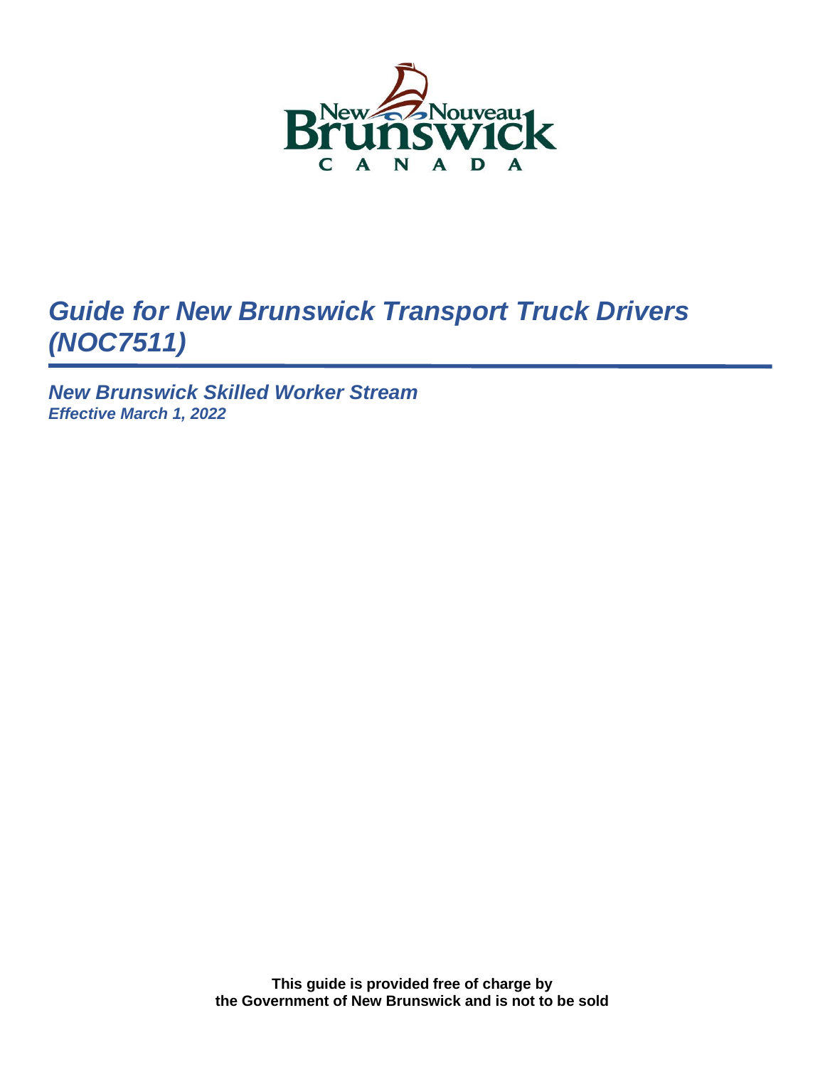# Guide for New Brunswick Transport Truck Drivers (NOC7511)

***New Brunswick Skilled Worker Stream***

***Effective March 1, 2022***

**This guide is provided free of charge by the Government of New Brunswick and is not to be sold**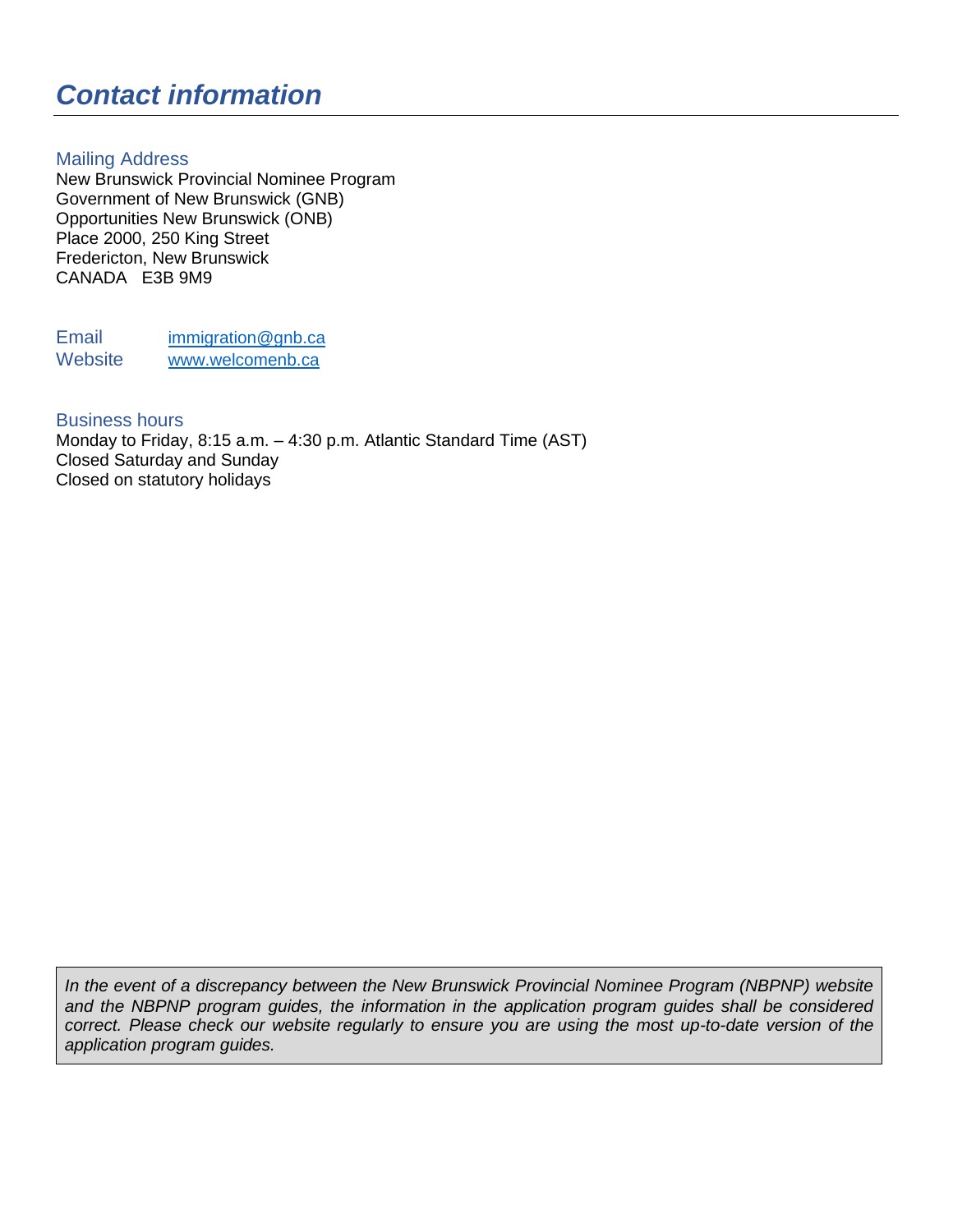# *Contact information*

### Mailing Address

New Brunswick Provincial Nominee Program
Government of New Brunswick (GNB)
Opportunities New Brunswick (ONB)
Place 2000, 250 King Street
Fredericton, New Brunswick
CANADA   E3B 9M9

**Email** [immigration@gnb.ca](mailto:immigration@gnb.ca)
**Website** [www.welcomenb.ca](http://www.welcomenb.ca)

### Business hours

Monday to Friday, 8:15 a.m. – 4:30 p.m. Atlantic Standard Time (AST)
Closed Saturday and Sunday
Closed on statutory holidays

*In the event of a discrepancy between the New Brunswick Provincial Nominee Program (NBPNP) website and the NBPNP program guides, the information in the application program guides shall be considered correct. Please check our website regularly to ensure you are using the most up-to-date version of the application program guides.*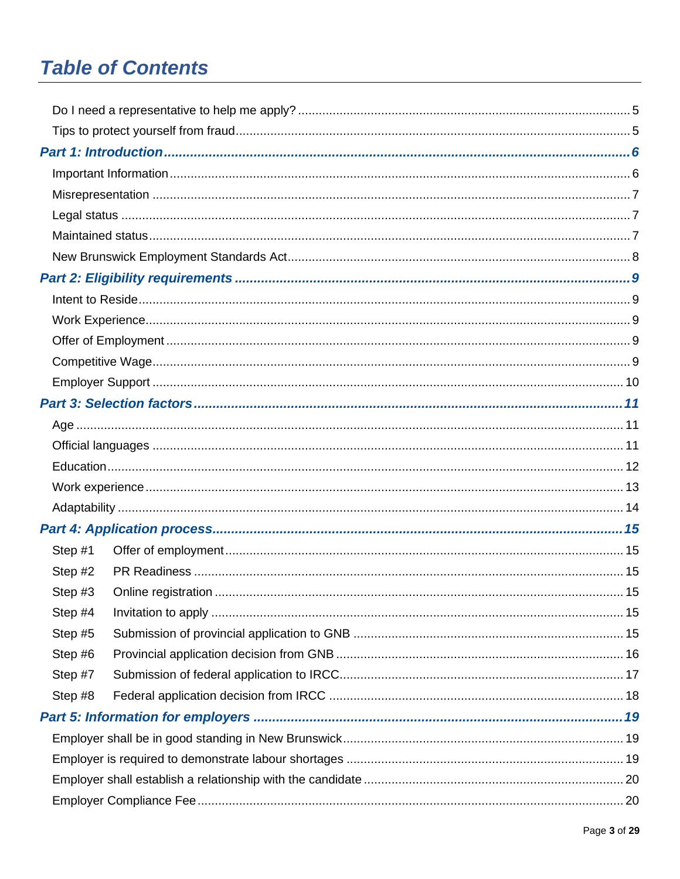# Table of Contents

Do I need a representative to help me apply? ..... 5

Tips to protect yourself from fraud ..... 5

***Part 1: Introduction* ..... 6**

Important Information ..... 6

Misrepresentation ..... 7

Legal status ..... 7

Maintained status ..... 7

New Brunswick Employment Standards Act ..... 8

***Part 2: Eligibility requirements* ..... 9**

Intent to Reside ..... 9

Work Experience ..... 9

Offer of Employment ..... 9

Competitive Wage ..... 9

Employer Support ..... 10

***Part 3: Selection factors* ..... 11**

Age ..... 11

Official languages ..... 11

Education ..... 12

Work experience ..... 13

Adaptability ..... 14

***Part 4: Application process* ..... 15**

Step #1 Offer of employment ..... 15

Step #2 PR Readiness ..... 15

Step #3 Online registration ..... 15

Step #4 Invitation to apply ..... 15

Step #5 Submission of provincial application to GNB ..... 15

Step #6 Provincial application decision from GNB ..... 16

Step #7 Submission of federal application to IRCC ..... 17

Step #8 Federal application decision from IRCC ..... 18

***Part 5: Information for employers* ..... 19**

Employer shall be in good standing in New Brunswick ..... 19

Employer is required to demonstrate labour shortages ..... 19

Employer shall establish a relationship with the candidate ..... 20

Employer Compliance Fee ..... 20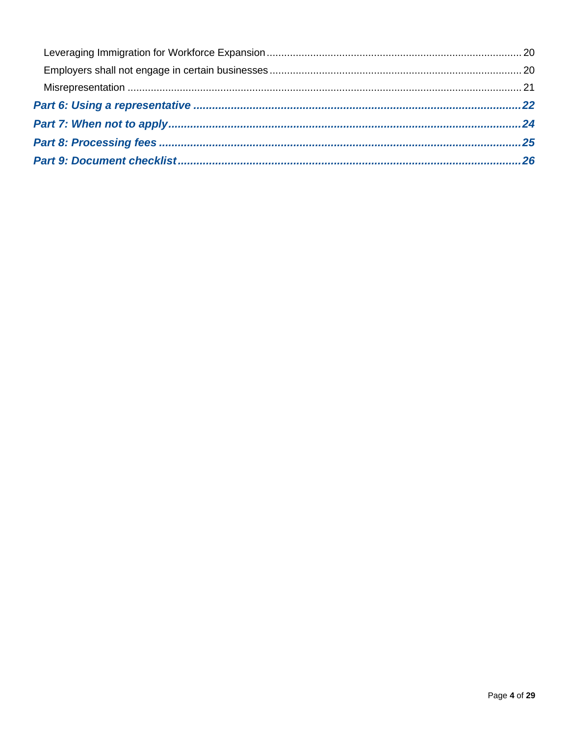Leveraging Immigration for Workforce Expansion ..... 20
Employers shall not engage in certain businesses ..... 20
Misrepresentation ..... 21

***Part 6: Using a representative ..... 22***

***Part 7: When not to apply ..... 24***

***Part 8: Processing fees ..... 25***

***Part 9: Document checklist ..... 26***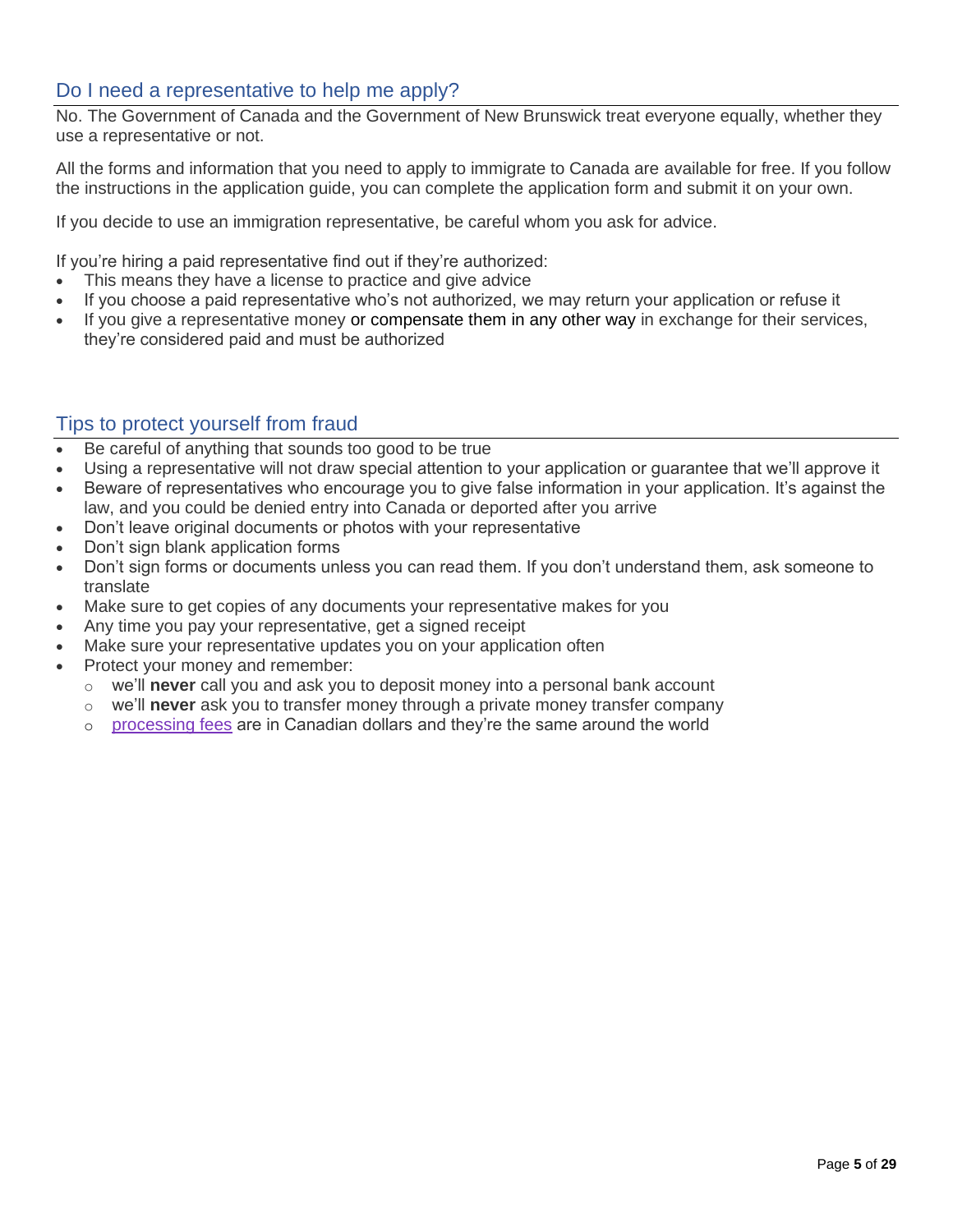## Do I need a representative to help me apply?

No. The Government of Canada and the Government of New Brunswick treat everyone equally, whether they use a representative or not.

All the forms and information that you need to apply to immigrate to Canada are available for free. If you follow the instructions in the application guide, you can complete the application form and submit it on your own.

If you decide to use an immigration representative, be careful whom you ask for advice.

If you're hiring a paid representative find out if they're authorized:

- This means they have a license to practice and give advice
- If you choose a paid representative who's not authorized, we may return your application or refuse it
- If you give a representative money or compensate them in any other way in exchange for their services, they're considered paid and must be authorized

## Tips to protect yourself from fraud

- Be careful of anything that sounds too good to be true
- Using a representative will not draw special attention to your application or guarantee that we'll approve it
- Beware of representatives who encourage you to give false information in your application. It's against the law, and you could be denied entry into Canada or deported after you arrive
- Don't leave original documents or photos with your representative
- Don't sign blank application forms
- Don't sign forms or documents unless you can read them. If you don't understand them, ask someone to translate
- Make sure to get copies of any documents your representative makes for you
- Any time you pay your representative, get a signed receipt
- Make sure your representative updates you on your application often
- Protect your money and remember:
  - we'll **never** call you and ask you to deposit money into a personal bank account
  - we'll **never** ask you to transfer money through a private money transfer company
  - processing fees are in Canadian dollars and they're the same around the world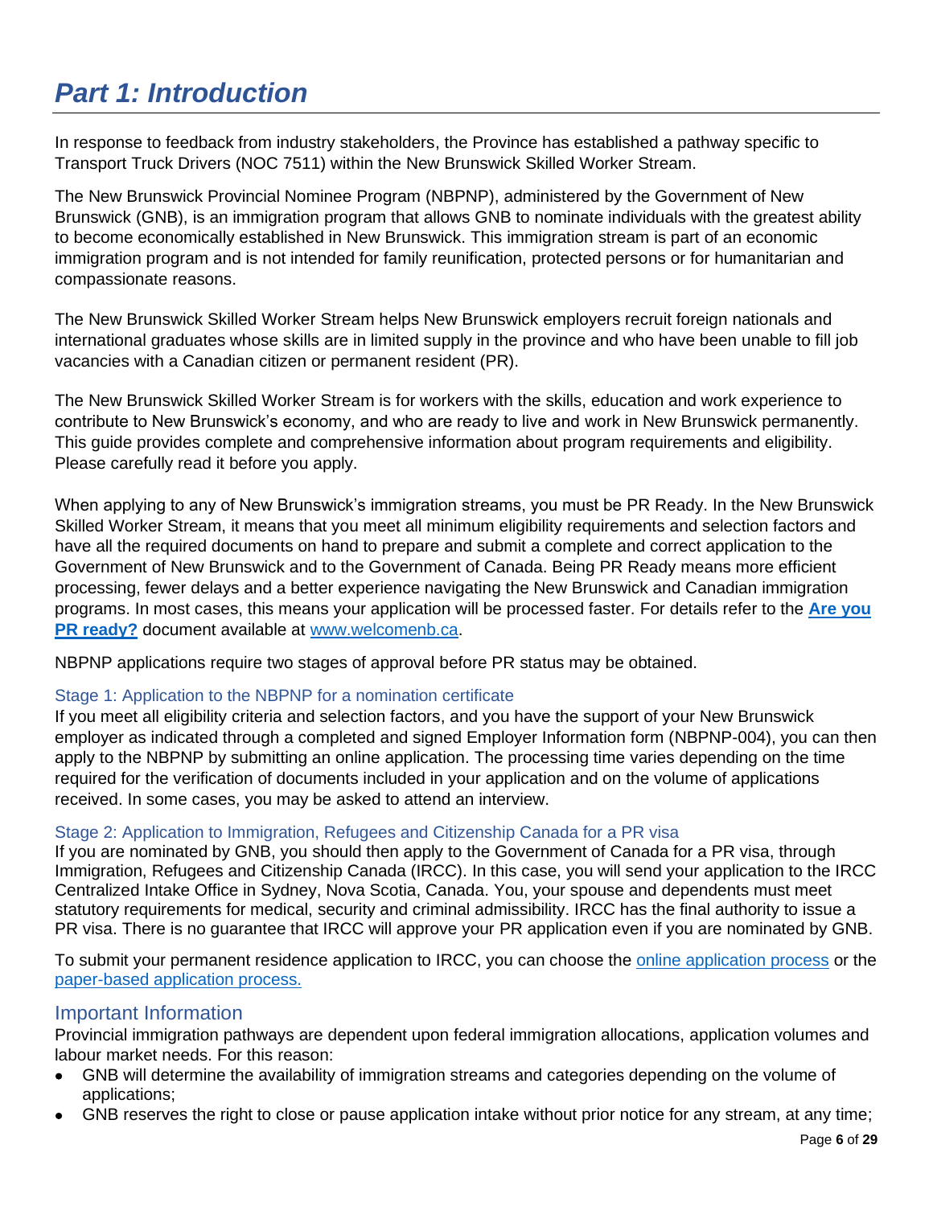# *Part 1: Introduction*

In response to feedback from industry stakeholders, the Province has established a pathway specific to Transport Truck Drivers (NOC 7511) within the New Brunswick Skilled Worker Stream.

The New Brunswick Provincial Nominee Program (NBPNP), administered by the Government of New Brunswick (GNB), is an immigration program that allows GNB to nominate individuals with the greatest ability to become economically established in New Brunswick. This immigration stream is part of an economic immigration program and is not intended for family reunification, protected persons or for humanitarian and compassionate reasons.

The New Brunswick Skilled Worker Stream helps New Brunswick employers recruit foreign nationals and international graduates whose skills are in limited supply in the province and who have been unable to fill job vacancies with a Canadian citizen or permanent resident (PR).

The New Brunswick Skilled Worker Stream is for workers with the skills, education and work experience to contribute to New Brunswick's economy, and who are ready to live and work in New Brunswick permanently. This guide provides complete and comprehensive information about program requirements and eligibility. Please carefully read it before you apply.

When applying to any of New Brunswick's immigration streams, you must be PR Ready. In the New Brunswick Skilled Worker Stream, it means that you meet all minimum eligibility requirements and selection factors and have all the required documents on hand to prepare and submit a complete and correct application to the Government of New Brunswick and to the Government of Canada. Being PR Ready means more efficient processing, fewer delays and a better experience navigating the New Brunswick and Canadian immigration programs. In most cases, this means your application will be processed faster. For details refer to the **Are you PR ready?** document available at www.welcomenb.ca.

NBPNP applications require two stages of approval before PR status may be obtained.

### Stage 1: Application to the NBPNP for a nomination certificate

If you meet all eligibility criteria and selection factors, and you have the support of your New Brunswick employer as indicated through a completed and signed Employer Information form (NBPNP-004), you can then apply to the NBPNP by submitting an online application. The processing time varies depending on the time required for the verification of documents included in your application and on the volume of applications received. In some cases, you may be asked to attend an interview.

### Stage 2: Application to Immigration, Refugees and Citizenship Canada for a PR visa

If you are nominated by GNB, you should then apply to the Government of Canada for a PR visa, through Immigration, Refugees and Citizenship Canada (IRCC). In this case, you will send your application to the IRCC Centralized Intake Office in Sydney, Nova Scotia, Canada. You, your spouse and dependents must meet statutory requirements for medical, security and criminal admissibility. IRCC has the final authority to issue a PR visa. There is no guarantee that IRCC will approve your PR application even if you are nominated by GNB.

To submit your permanent residence application to IRCC, you can choose the online application process or the paper-based application process.

## Important Information

Provincial immigration pathways are dependent upon federal immigration allocations, application volumes and labour market needs. For this reason:

- GNB will determine the availability of immigration streams and categories depending on the volume of applications;
- GNB reserves the right to close or pause application intake without prior notice for any stream, at any time;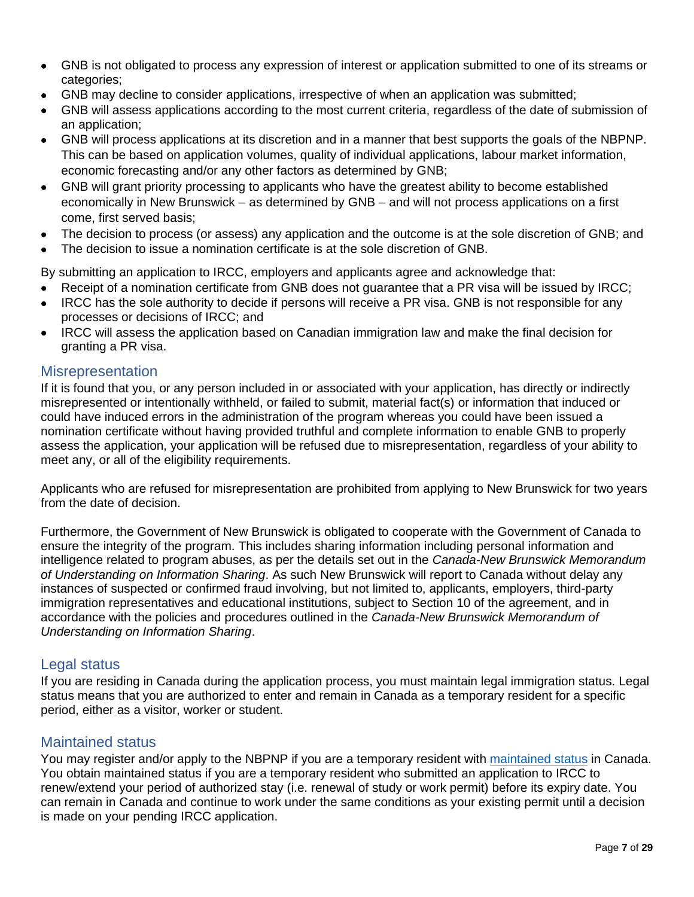- GNB is not obligated to process any expression of interest or application submitted to one of its streams or categories;
- GNB may decline to consider applications, irrespective of when an application was submitted;
- GNB will assess applications according to the most current criteria, regardless of the date of submission of an application;
- GNB will process applications at its discretion and in a manner that best supports the goals of the NBPNP. This can be based on application volumes, quality of individual applications, labour market information, economic forecasting and/or any other factors as determined by GNB;
- GNB will grant priority processing to applicants who have the greatest ability to become established economically in New Brunswick – as determined by GNB – and will not process applications on a first come, first served basis;
- The decision to process (or assess) any application and the outcome is at the sole discretion of GNB; and
- The decision to issue a nomination certificate is at the sole discretion of GNB.

By submitting an application to IRCC, employers and applicants agree and acknowledge that:

- Receipt of a nomination certificate from GNB does not guarantee that a PR visa will be issued by IRCC;
- IRCC has the sole authority to decide if persons will receive a PR visa. GNB is not responsible for any processes or decisions of IRCC; and
- IRCC will assess the application based on Canadian immigration law and make the final decision for granting a PR visa.

## Misrepresentation

If it is found that you, or any person included in or associated with your application, has directly or indirectly misrepresented or intentionally withheld, or failed to submit, material fact(s) or information that induced or could have induced errors in the administration of the program whereas you could have been issued a nomination certificate without having provided truthful and complete information to enable GNB to properly assess the application, your application will be refused due to misrepresentation, regardless of your ability to meet any, or all of the eligibility requirements.

Applicants who are refused for misrepresentation are prohibited from applying to New Brunswick for two years from the date of decision.

Furthermore, the Government of New Brunswick is obligated to cooperate with the Government of Canada to ensure the integrity of the program. This includes sharing information including personal information and intelligence related to program abuses, as per the details set out in the *Canada-New Brunswick Memorandum of Understanding on Information Sharing*. As such New Brunswick will report to Canada without delay any instances of suspected or confirmed fraud involving, but not limited to, applicants, employers, third-party immigration representatives and educational institutions, subject to Section 10 of the agreement, and in accordance with the policies and procedures outlined in the *Canada-New Brunswick Memorandum of Understanding on Information Sharing*.

## Legal status

If you are residing in Canada during the application process, you must maintain legal immigration status. Legal status means that you are authorized to enter and remain in Canada as a temporary resident for a specific period, either as a visitor, worker or student.

## Maintained status

You may register and/or apply to the NBPNP if you are a temporary resident with maintained status in Canada. You obtain maintained status if you are a temporary resident who submitted an application to IRCC to renew/extend your period of authorized stay (i.e. renewal of study or work permit) before its expiry date. You can remain in Canada and continue to work under the same conditions as your existing permit until a decision is made on your pending IRCC application.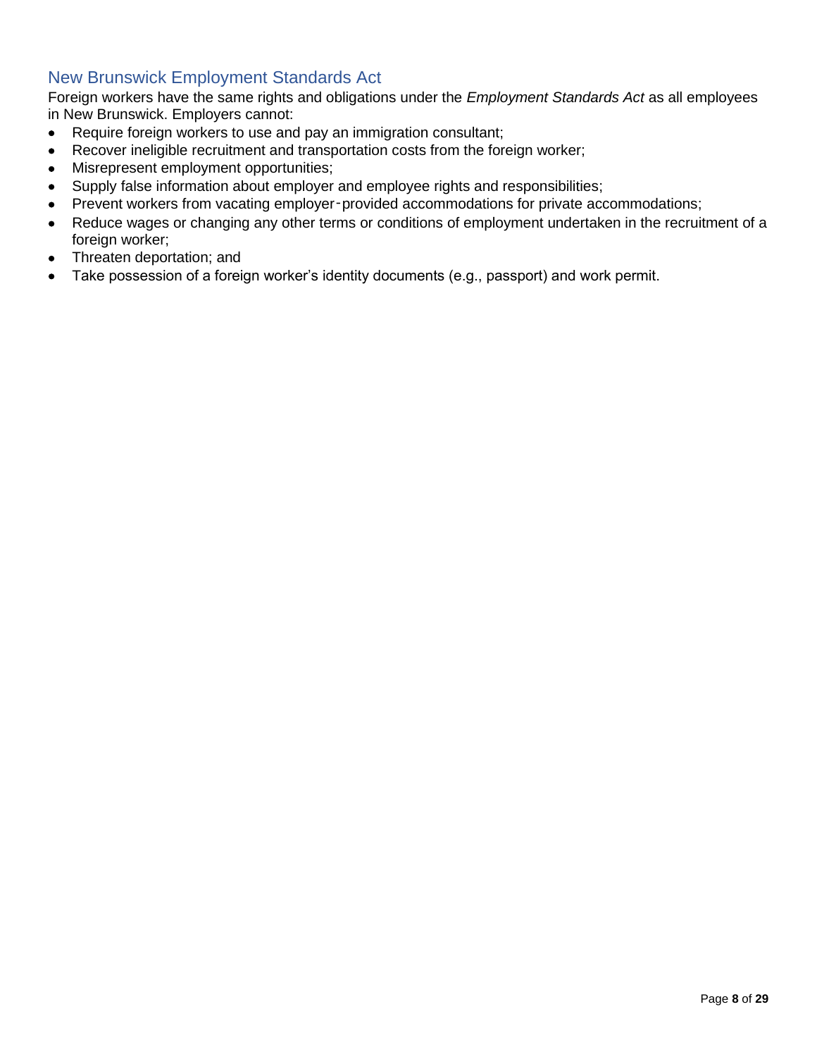## New Brunswick Employment Standards Act

Foreign workers have the same rights and obligations under the *Employment Standards Act* as all employees in New Brunswick. Employers cannot:

- Require foreign workers to use and pay an immigration consultant;
- Recover ineligible recruitment and transportation costs from the foreign worker;
- Misrepresent employment opportunities;
- Supply false information about employer and employee rights and responsibilities;
- Prevent workers from vacating employer‑provided accommodations for private accommodations;
- Reduce wages or changing any other terms or conditions of employment undertaken in the recruitment of a foreign worker;
- Threaten deportation; and
- Take possession of a foreign worker's identity documents (e.g., passport) and work permit.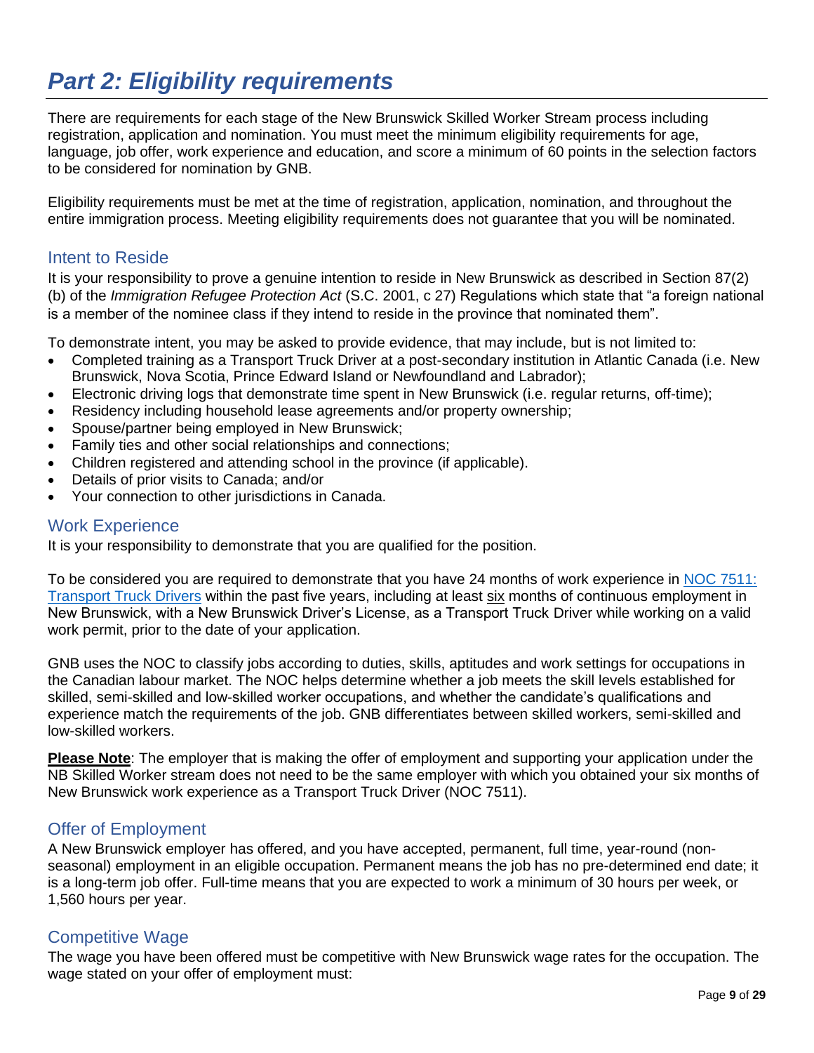# *Part 2: Eligibility requirements*

There are requirements for each stage of the New Brunswick Skilled Worker Stream process including registration, application and nomination. You must meet the minimum eligibility requirements for age, language, job offer, work experience and education, and score a minimum of 60 points in the selection factors to be considered for nomination by GNB.

Eligibility requirements must be met at the time of registration, application, nomination, and throughout the entire immigration process. Meeting eligibility requirements does not guarantee that you will be nominated.

## Intent to Reside

It is your responsibility to prove a genuine intention to reside in New Brunswick as described in Section 87(2)(b) of the *Immigration Refugee Protection Act* (S.C. 2001, c 27) Regulations which state that "a foreign national is a member of the nominee class if they intend to reside in the province that nominated them".

To demonstrate intent, you may be asked to provide evidence, that may include, but is not limited to:

- Completed training as a Transport Truck Driver at a post-secondary institution in Atlantic Canada (i.e. New Brunswick, Nova Scotia, Prince Edward Island or Newfoundland and Labrador);
- Electronic driving logs that demonstrate time spent in New Brunswick (i.e. regular returns, off-time);
- Residency including household lease agreements and/or property ownership;
- Spouse/partner being employed in New Brunswick;
- Family ties and other social relationships and connections;
- Children registered and attending school in the province (if applicable).
- Details of prior visits to Canada; and/or
- Your connection to other jurisdictions in Canada.

## Work Experience

It is your responsibility to demonstrate that you are qualified for the position.

To be considered you are required to demonstrate that you have 24 months of work experience in NOC 7511: Transport Truck Drivers within the past five years, including at least six months of continuous employment in New Brunswick, with a New Brunswick Driver's License, as a Transport Truck Driver while working on a valid work permit, prior to the date of your application.

GNB uses the NOC to classify jobs according to duties, skills, aptitudes and work settings for occupations in the Canadian labour market. The NOC helps determine whether a job meets the skill levels established for skilled, semi-skilled and low-skilled worker occupations, and whether the candidate's qualifications and experience match the requirements of the job. GNB differentiates between skilled workers, semi-skilled and low-skilled workers.

**Please Note**: The employer that is making the offer of employment and supporting your application under the NB Skilled Worker stream does not need to be the same employer with which you obtained your six months of New Brunswick work experience as a Transport Truck Driver (NOC 7511).

## Offer of Employment

A New Brunswick employer has offered, and you have accepted, permanent, full time, year-round (non-seasonal) employment in an eligible occupation. Permanent means the job has no pre-determined end date; it is a long-term job offer. Full-time means that you are expected to work a minimum of 30 hours per week, or 1,560 hours per year.

## Competitive Wage

The wage you have been offered must be competitive with New Brunswick wage rates for the occupation. The wage stated on your offer of employment must: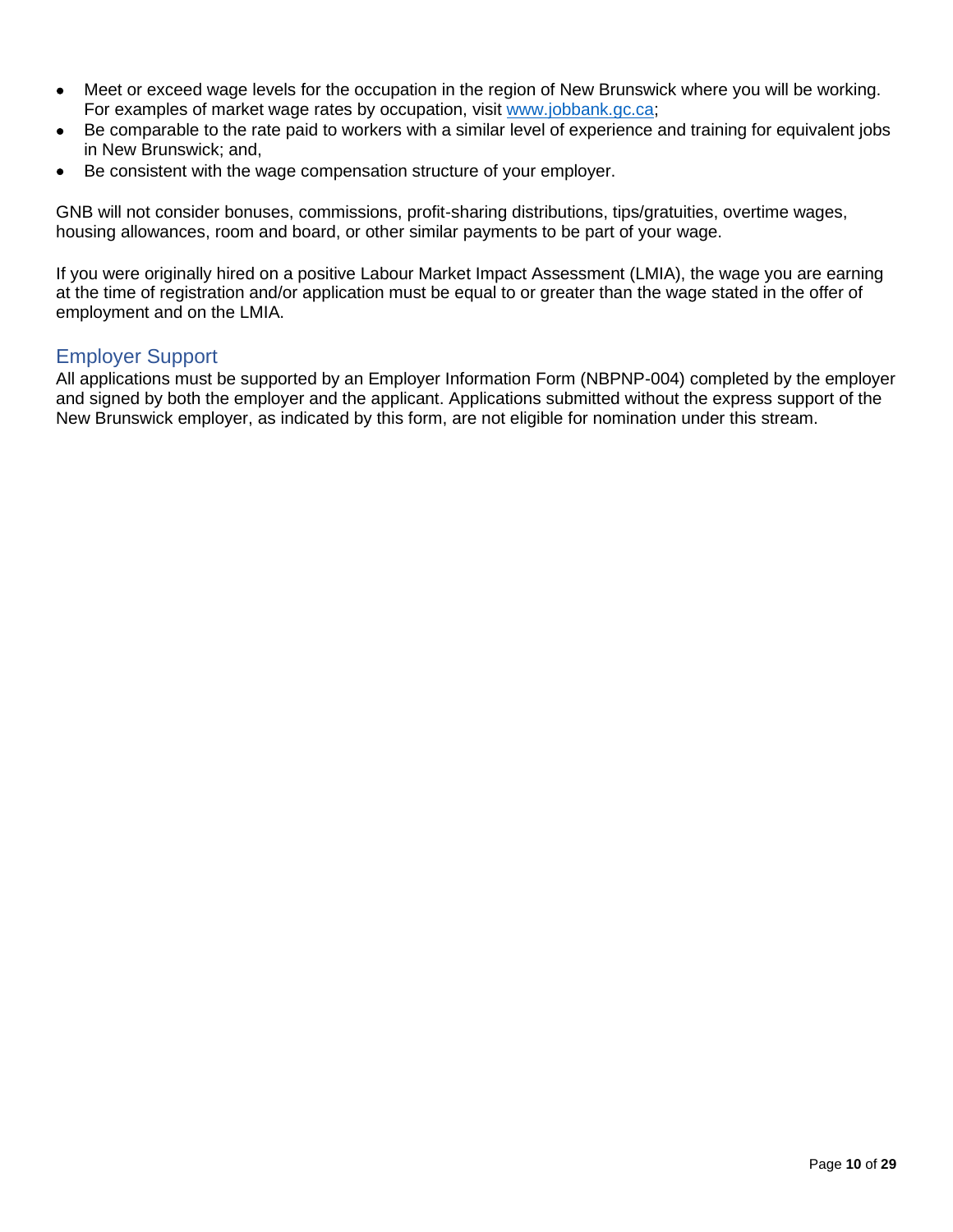- Meet or exceed wage levels for the occupation in the region of New Brunswick where you will be working. For examples of market wage rates by occupation, visit [www.jobbank.gc.ca](http://www.jobbank.gc.ca);
- Be comparable to the rate paid to workers with a similar level of experience and training for equivalent jobs in New Brunswick; and,
- Be consistent with the wage compensation structure of your employer.

GNB will not consider bonuses, commissions, profit-sharing distributions, tips/gratuities, overtime wages, housing allowances, room and board, or other similar payments to be part of your wage.

If you were originally hired on a positive Labour Market Impact Assessment (LMIA), the wage you are earning at the time of registration and/or application must be equal to or greater than the wage stated in the offer of employment and on the LMIA.

## Employer Support

All applications must be supported by an Employer Information Form (NBPNP-004) completed by the employer and signed by both the employer and the applicant. Applications submitted without the express support of the New Brunswick employer, as indicated by this form, are not eligible for nomination under this stream.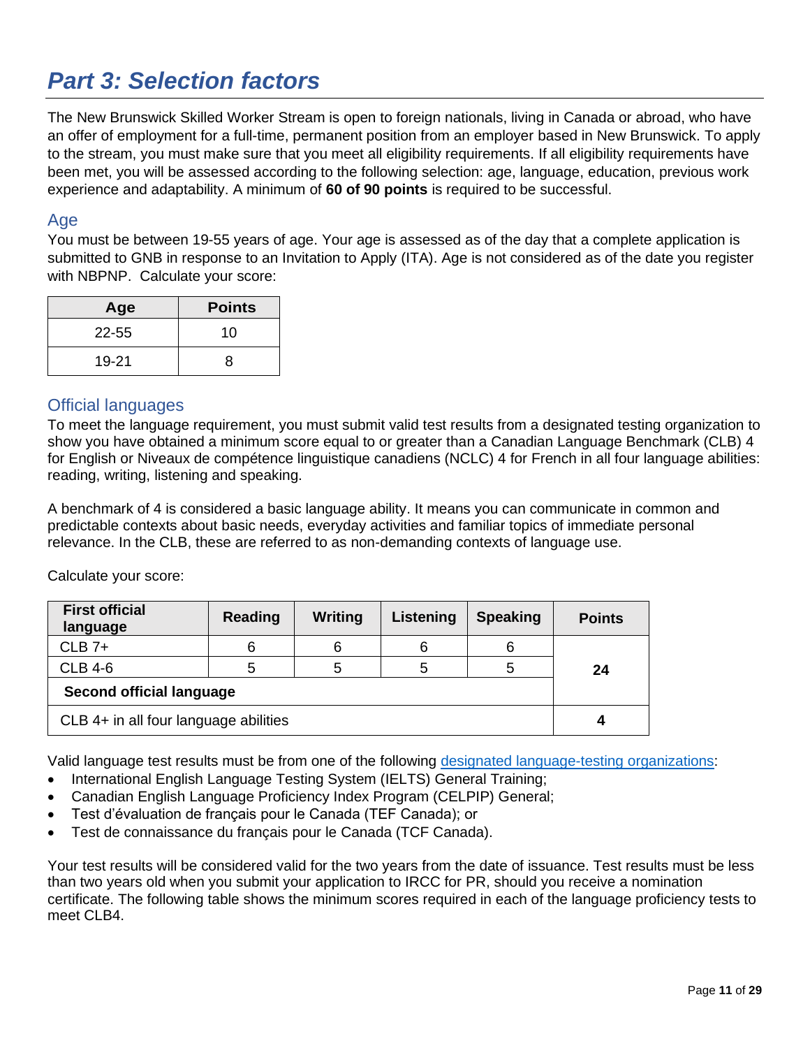# Part 3: Selection factors

The New Brunswick Skilled Worker Stream is open to foreign nationals, living in Canada or abroad, who have an offer of employment for a full-time, permanent position from an employer based in New Brunswick. To apply to the stream, you must make sure that you meet all eligibility requirements. If all eligibility requirements have been met, you will be assessed according to the following selection: age, language, education, previous work experience and adaptability. A minimum of **60 of 90 points** is required to be successful.

## Age

You must be between 19-55 years of age. Your age is assessed as of the day that a complete application is submitted to GNB in response to an Invitation to Apply (ITA). Age is not considered as of the date you register with NBPNP. Calculate your score:

| Age | Points |
|---|---|
| 22-55 | 10 |
| 19-21 | 8 |

## Official languages

To meet the language requirement, you must submit valid test results from a designated testing organization to show you have obtained a minimum score equal to or greater than a Canadian Language Benchmark (CLB) 4 for English or Niveaux de compétence linguistique canadiens (NCLC) 4 for French in all four language abilities: reading, writing, listening and speaking.

A benchmark of 4 is considered a basic language ability. It means you can communicate in common and predictable contexts about basic needs, everyday activities and familiar topics of immediate personal relevance. In the CLB, these are referred to as non-demanding contexts of language use.

Calculate your score:

| First official language | Reading | Writing | Listening | Speaking | Points |
|---|---|---|---|---|---|
| CLB 7+ | 6 | 6 | 6 | 6 | **24** |
| CLB 4-6 | 5 | 5 | 5 | 5 | |
| **Second official language** | | | | | |
| CLB 4+ in all four language abilities | | | | | **4** |

Valid language test results must be from one of the following designated language-testing organizations:

- International English Language Testing System (IELTS) General Training;
- Canadian English Language Proficiency Index Program (CELPIP) General;
- Test d'évaluation de français pour le Canada (TEF Canada); or
- Test de connaissance du français pour le Canada (TCF Canada).

Your test results will be considered valid for the two years from the date of issuance. Test results must be less than two years old when you submit your application to IRCC for PR, should you receive a nomination certificate. The following table shows the minimum scores required in each of the language proficiency tests to meet CLB4.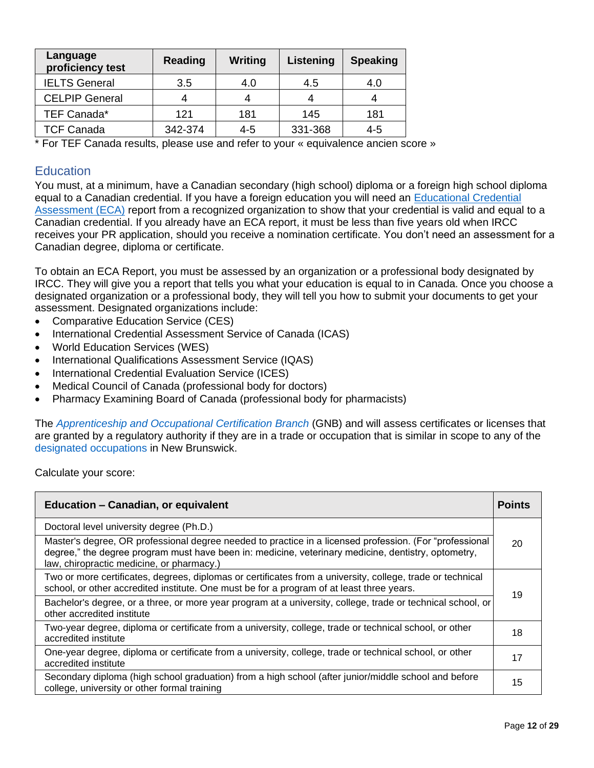| Language proficiency test | Reading | Writing | Listening | Speaking |
|---|---|---|---|---|
| IELTS General | 3.5 | 4.0 | 4.5 | 4.0 |
| CELPIP General | 4 | 4 | 4 | 4 |
| TEF Canada* | 121 | 181 | 145 | 181 |
| TCF Canada | 342-374 | 4-5 | 331-368 | 4-5 |

* For TEF Canada results, please use and refer to your « equivalence ancien score »

## Education

You must, at a minimum, have a Canadian secondary (high school) diploma or a foreign high school diploma equal to a Canadian credential. If you have a foreign education you will need an Educational Credential Assessment (ECA) report from a recognized organization to show that your credential is valid and equal to a Canadian credential. If you already have an ECA report, it must be less than five years old when IRCC receives your PR application, should you receive a nomination certificate. You don't need an assessment for a Canadian degree, diploma or certificate.

To obtain an ECA Report, you must be assessed by an organization or a professional body designated by IRCC. They will give you a report that tells you what your education is equal to in Canada. Once you choose a designated organization or a professional body, they will tell you how to submit your documents to get your assessment. Designated organizations include:

- Comparative Education Service (CES)
- International Credential Assessment Service of Canada (ICAS)
- World Education Services (WES)
- International Qualifications Assessment Service (IQAS)
- International Credential Evaluation Service (ICES)
- Medical Council of Canada (professional body for doctors)
- Pharmacy Examining Board of Canada (professional body for pharmacists)

The *Apprenticeship and Occupational Certification Branch* (GNB) and will assess certificates or licenses that are granted by a regulatory authority if they are in a trade or occupation that is similar in scope to any of the designated occupations in New Brunswick.

Calculate your score:

| Education – Canadian, or equivalent | Points |
|---|---|
| Doctoral level university degree (Ph.D.) | 20 |
| Master's degree, OR professional degree needed to practice in a licensed profession. (For "professional degree," the degree program must have been in: medicine, veterinary medicine, dentistry, optometry, law, chiropractic medicine, or pharmacy.) | |
| Two or more certificates, degrees, diplomas or certificates from a university, college, trade or technical school, or other accredited institute. One must be for a program of at least three years. | 19 |
| Bachelor's degree, or a three, or more year program at a university, college, trade or technical school, or other accredited institute | |
| Two-year degree, diploma or certificate from a university, college, trade or technical school, or other accredited institute | 18 |
| One-year degree, diploma or certificate from a university, college, trade or technical school, or other accredited institute | 17 |
| Secondary diploma (high school graduation) from a high school (after junior/middle school and before college, university or other formal training | 15 |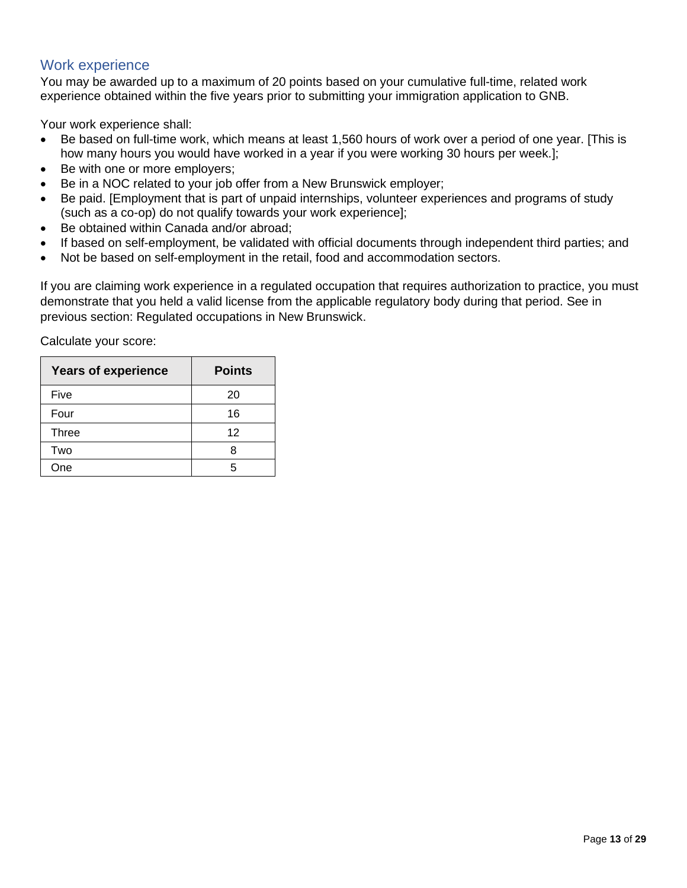## Work experience

You may be awarded up to a maximum of 20 points based on your cumulative full-time, related work experience obtained within the five years prior to submitting your immigration application to GNB.

Your work experience shall:

- Be based on full-time work, which means at least 1,560 hours of work over a period of one year. [This is how many hours you would have worked in a year if you were working 30 hours per week.];
- Be with one or more employers;
- Be in a NOC related to your job offer from a New Brunswick employer;
- Be paid. [Employment that is part of unpaid internships, volunteer experiences and programs of study (such as a co-op) do not qualify towards your work experience];
- Be obtained within Canada and/or abroad;
- If based on self-employment, be validated with official documents through independent third parties; and
- Not be based on self-employment in the retail, food and accommodation sectors.

If you are claiming work experience in a regulated occupation that requires authorization to practice, you must demonstrate that you held a valid license from the applicable regulatory body during that period. See in previous section: Regulated occupations in New Brunswick.

Calculate your score:

| Years of experience | Points |
|---|---|
| Five | 20 |
| Four | 16 |
| Three | 12 |
| Two | 8 |
| One | 5 |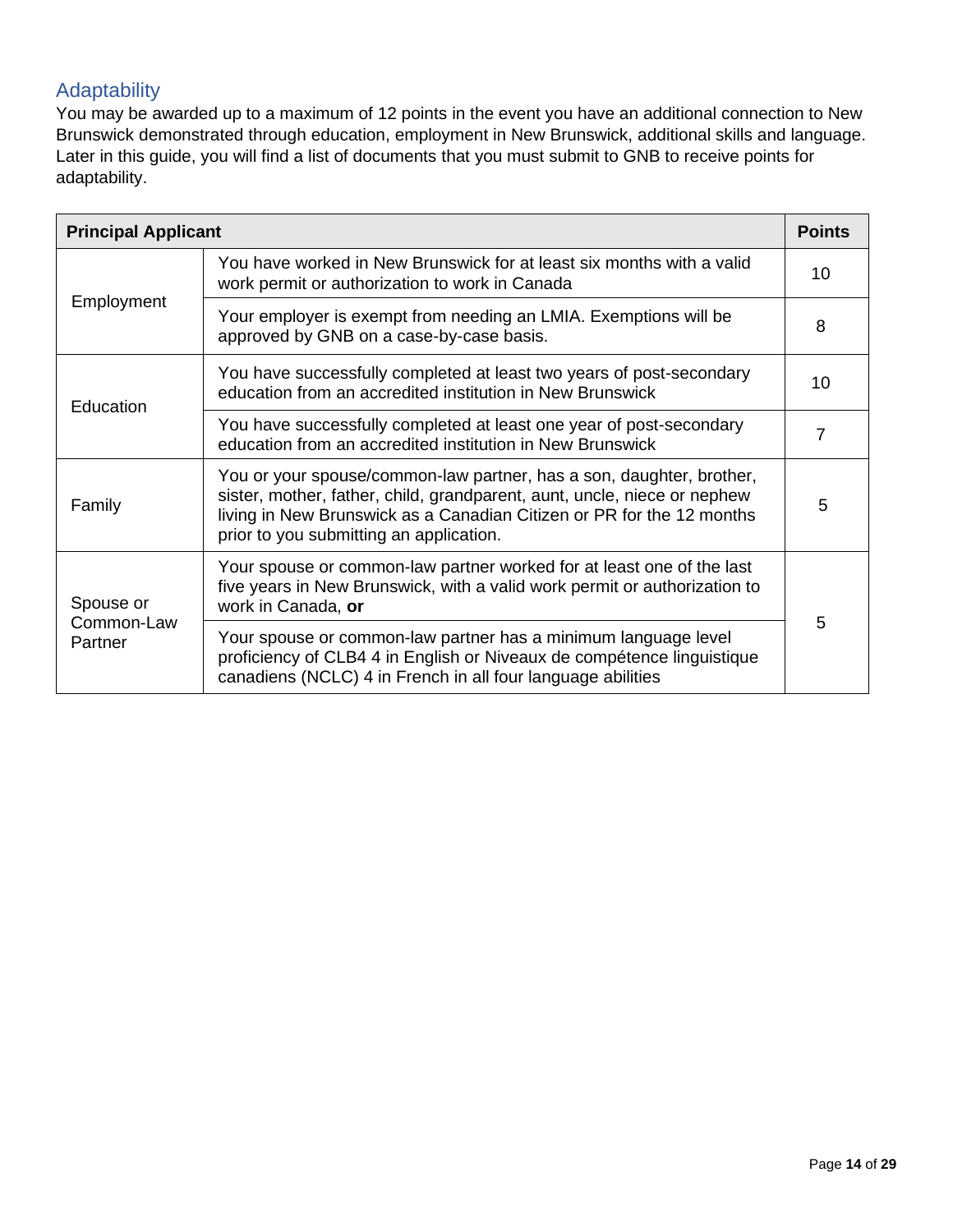## Adaptability

You may be awarded up to a maximum of 12 points in the event you have an additional connection to New Brunswick demonstrated through education, employment in New Brunswick, additional skills and language. Later in this guide, you will find a list of documents that you must submit to GNB to receive points for adaptability.

| **Principal Applicant** | | **Points** |
|---|---|---|
| Employment | You have worked in New Brunswick for at least six months with a valid work permit or authorization to work in Canada | 10 |
| | Your employer is exempt from needing an LMIA. Exemptions will be approved by GNB on a case-by-case basis. | 8 |
| Education | You have successfully completed at least two years of post-secondary education from an accredited institution in New Brunswick | 10 |
| | You have successfully completed at least one year of post-secondary education from an accredited institution in New Brunswick | 7 |
| Family | You or your spouse/common-law partner, has a son, daughter, brother, sister, mother, father, child, grandparent, aunt, uncle, niece or nephew living in New Brunswick as a Canadian Citizen or PR for the 12 months prior to you submitting an application. | 5 |
| Spouse or Common-Law Partner | Your spouse or common-law partner worked for at least one of the last five years in New Brunswick, with a valid work permit or authorization to work in Canada, **or** | 5 |
| | Your spouse or common-law partner has a minimum language level proficiency of CLB4 4 in English or Niveaux de compétence linguistique canadiens (NCLC) 4 in French in all four language abilities | |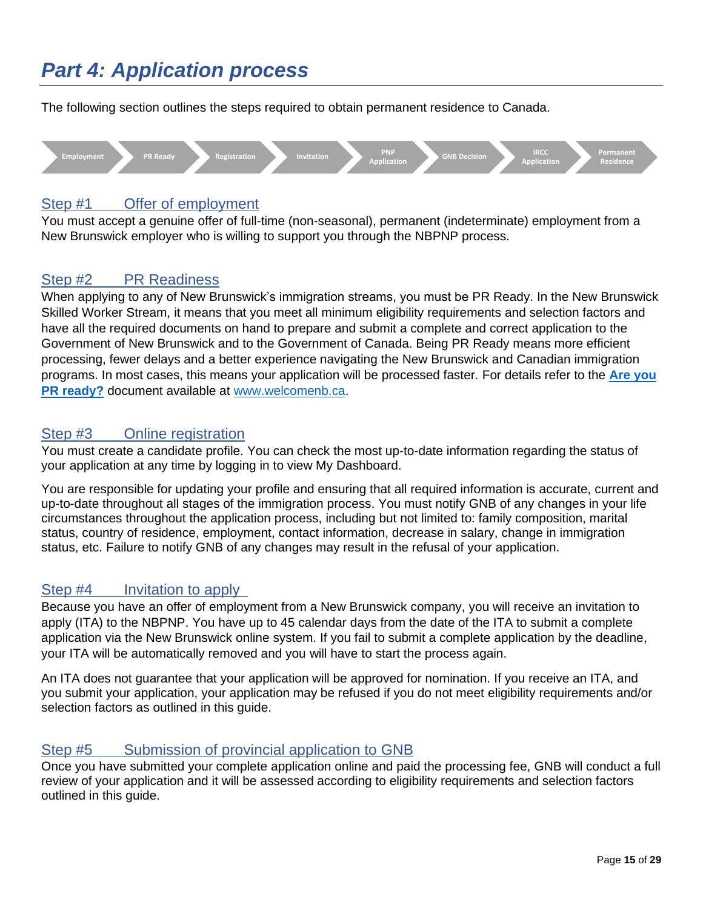# *Part 4: Application process*

The following section outlines the steps required to obtain permanent residence to Canada.

Employment → PR Ready → Registration → Invitation → PNP Application → GNB Decision → IRCC Application → Permanent Residence

## Step #1 Offer of employment

You must accept a genuine offer of full-time (non-seasonal), permanent (indeterminate) employment from a New Brunswick employer who is willing to support you through the NBPNP process.

## Step #2 PR Readiness

When applying to any of New Brunswick's immigration streams, you must be PR Ready. In the New Brunswick Skilled Worker Stream, it means that you meet all minimum eligibility requirements and selection factors and have all the required documents on hand to prepare and submit a complete and correct application to the Government of New Brunswick and to the Government of Canada. Being PR Ready means more efficient processing, fewer delays and a better experience navigating the New Brunswick and Canadian immigration programs. In most cases, this means your application will be processed faster. For details refer to the **Are you PR ready?** document available at www.welcomenb.ca.

## Step #3 Online registration

You must create a candidate profile. You can check the most up-to-date information regarding the status of your application at any time by logging in to view My Dashboard.

You are responsible for updating your profile and ensuring that all required information is accurate, current and up-to-date throughout all stages of the immigration process. You must notify GNB of any changes in your life circumstances throughout the application process, including but not limited to: family composition, marital status, country of residence, employment, contact information, decrease in salary, change in immigration status, etc. Failure to notify GNB of any changes may result in the refusal of your application.

## Step #4 Invitation to apply

Because you have an offer of employment from a New Brunswick company, you will receive an invitation to apply (ITA) to the NBPNP. You have up to 45 calendar days from the date of the ITA to submit a complete application via the New Brunswick online system. If you fail to submit a complete application by the deadline, your ITA will be automatically removed and you will have to start the process again.

An ITA does not guarantee that your application will be approved for nomination. If you receive an ITA, and you submit your application, your application may be refused if you do not meet eligibility requirements and/or selection factors as outlined in this guide.

## Step #5 Submission of provincial application to GNB

Once you have submitted your complete application online and paid the processing fee, GNB will conduct a full review of your application and it will be assessed according to eligibility requirements and selection factors outlined in this guide.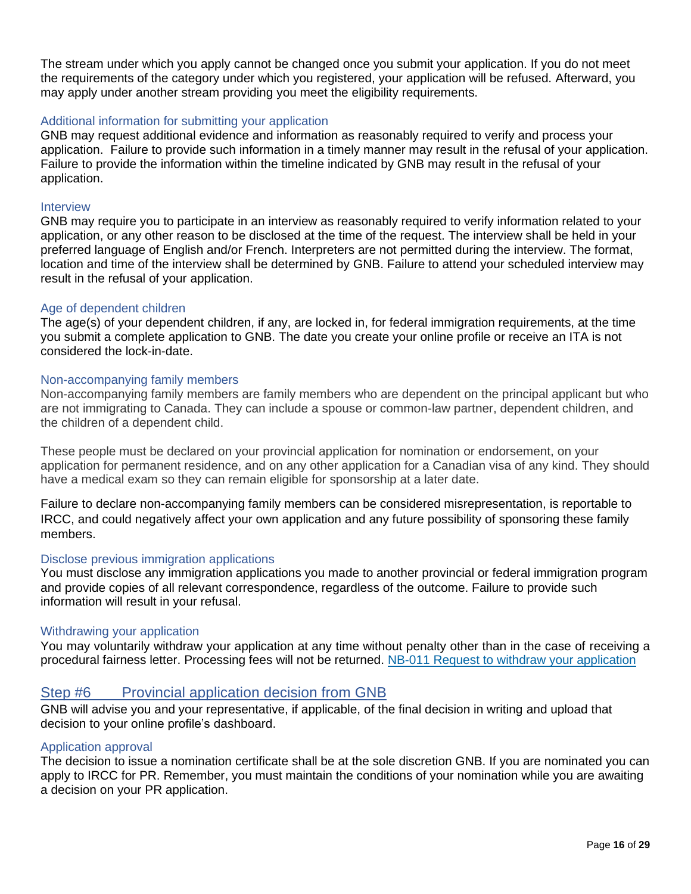The stream under which you apply cannot be changed once you submit your application. If you do not meet the requirements of the category under which you registered, your application will be refused. Afterward, you may apply under another stream providing you meet the eligibility requirements.

### Additional information for submitting your application

GNB may request additional evidence and information as reasonably required to verify and process your application. Failure to provide such information in a timely manner may result in the refusal of your application. Failure to provide the information within the timeline indicated by GNB may result in the refusal of your application.

### Interview

GNB may require you to participate in an interview as reasonably required to verify information related to your application, or any other reason to be disclosed at the time of the request. The interview shall be held in your preferred language of English and/or French. Interpreters are not permitted during the interview. The format, location and time of the interview shall be determined by GNB. Failure to attend your scheduled interview may result in the refusal of your application.

### Age of dependent children

The age(s) of your dependent children, if any, are locked in, for federal immigration requirements, at the time you submit a complete application to GNB. The date you create your online profile or receive an ITA is not considered the lock-in-date.

### Non-accompanying family members

Non-accompanying family members are family members who are dependent on the principal applicant but who are not immigrating to Canada. They can include a spouse or common-law partner, dependent children, and the children of a dependent child.

These people must be declared on your provincial application for nomination or endorsement, on your application for permanent residence, and on any other application for a Canadian visa of any kind. They should have a medical exam so they can remain eligible for sponsorship at a later date.

Failure to declare non-accompanying family members can be considered misrepresentation, is reportable to IRCC, and could negatively affect your own application and any future possibility of sponsoring these family members.

### Disclose previous immigration applications

You must disclose any immigration applications you made to another provincial or federal immigration program and provide copies of all relevant correspondence, regardless of the outcome. Failure to provide such information will result in your refusal.

### Withdrawing your application

You may voluntarily withdraw your application at any time without penalty other than in the case of receiving a procedural fairness letter. Processing fees will not be returned. [NB-011 Request to withdraw your application]

## Step #6 Provincial application decision from GNB

GNB will advise you and your representative, if applicable, of the final decision in writing and upload that decision to your online profile's dashboard.

### Application approval

The decision to issue a nomination certificate shall be at the sole discretion GNB. If you are nominated you can apply to IRCC for PR. Remember, you must maintain the conditions of your nomination while you are awaiting a decision on your PR application.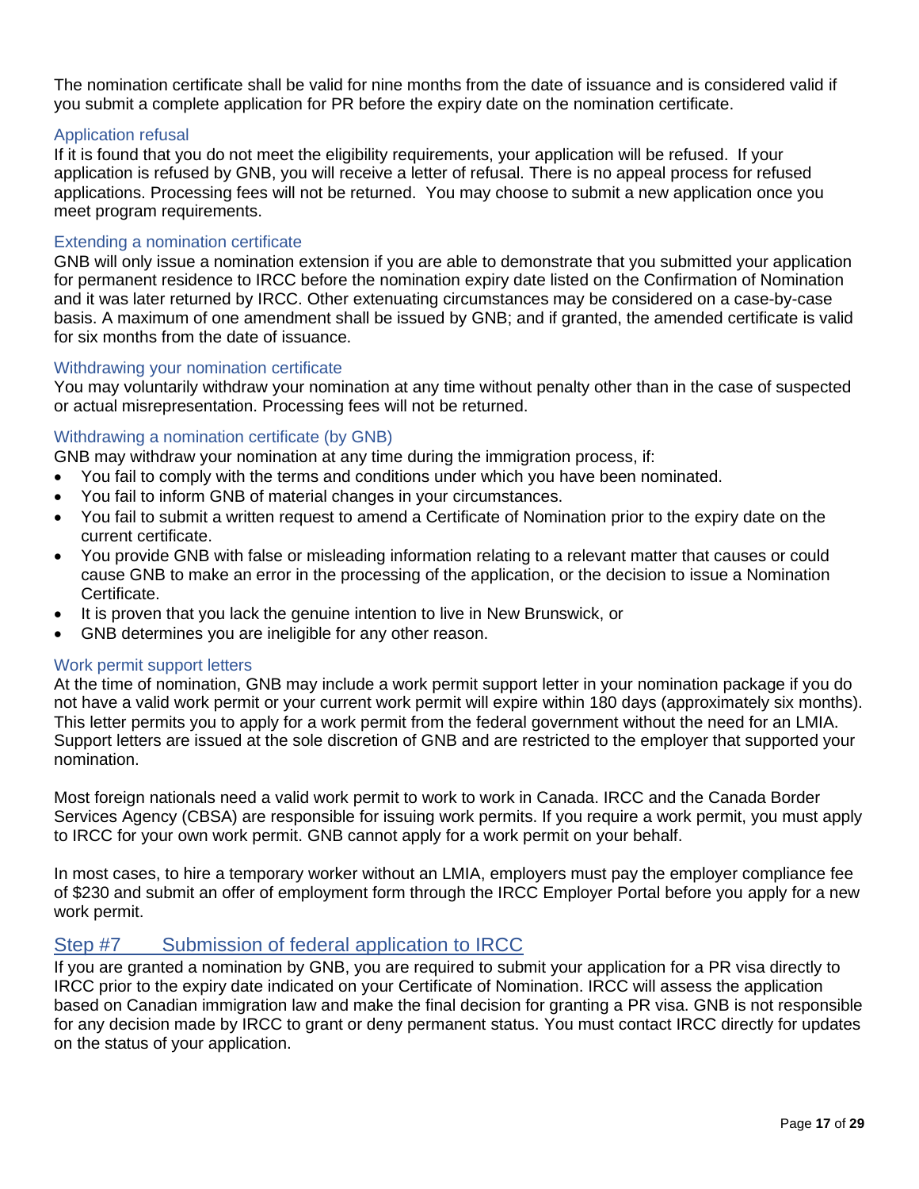The nomination certificate shall be valid for nine months from the date of issuance and is considered valid if you submit a complete application for PR before the expiry date on the nomination certificate.

### Application refusal

If it is found that you do not meet the eligibility requirements, your application will be refused. If your application is refused by GNB, you will receive a letter of refusal. There is no appeal process for refused applications. Processing fees will not be returned. You may choose to submit a new application once you meet program requirements.

### Extending a nomination certificate

GNB will only issue a nomination extension if you are able to demonstrate that you submitted your application for permanent residence to IRCC before the nomination expiry date listed on the Confirmation of Nomination and it was later returned by IRCC. Other extenuating circumstances may be considered on a case-by-case basis. A maximum of one amendment shall be issued by GNB; and if granted, the amended certificate is valid for six months from the date of issuance.

### Withdrawing your nomination certificate

You may voluntarily withdraw your nomination at any time without penalty other than in the case of suspected or actual misrepresentation. Processing fees will not be returned.

### Withdrawing a nomination certificate (by GNB)

GNB may withdraw your nomination at any time during the immigration process, if:

- You fail to comply with the terms and conditions under which you have been nominated.
- You fail to inform GNB of material changes in your circumstances.
- You fail to submit a written request to amend a Certificate of Nomination prior to the expiry date on the current certificate.
- You provide GNB with false or misleading information relating to a relevant matter that causes or could cause GNB to make an error in the processing of the application, or the decision to issue a Nomination Certificate.
- It is proven that you lack the genuine intention to live in New Brunswick, or
- GNB determines you are ineligible for any other reason.

### Work permit support letters

At the time of nomination, GNB may include a work permit support letter in your nomination package if you do not have a valid work permit or your current work permit will expire within 180 days (approximately six months). This letter permits you to apply for a work permit from the federal government without the need for an LMIA. Support letters are issued at the sole discretion of GNB and are restricted to the employer that supported your nomination.

Most foreign nationals need a valid work permit to work to work in Canada. IRCC and the Canada Border Services Agency (CBSA) are responsible for issuing work permits. If you require a work permit, you must apply to IRCC for your own work permit. GNB cannot apply for a work permit on your behalf.

In most cases, to hire a temporary worker without an LMIA, employers must pay the employer compliance fee of $230 and submit an offer of employment form through the IRCC Employer Portal before you apply for a new work permit.

## Step #7 Submission of federal application to IRCC

If you are granted a nomination by GNB, you are required to submit your application for a PR visa directly to IRCC prior to the expiry date indicated on your Certificate of Nomination. IRCC will assess the application based on Canadian immigration law and make the final decision for granting a PR visa. GNB is not responsible for any decision made by IRCC to grant or deny permanent status. You must contact IRCC directly for updates on the status of your application.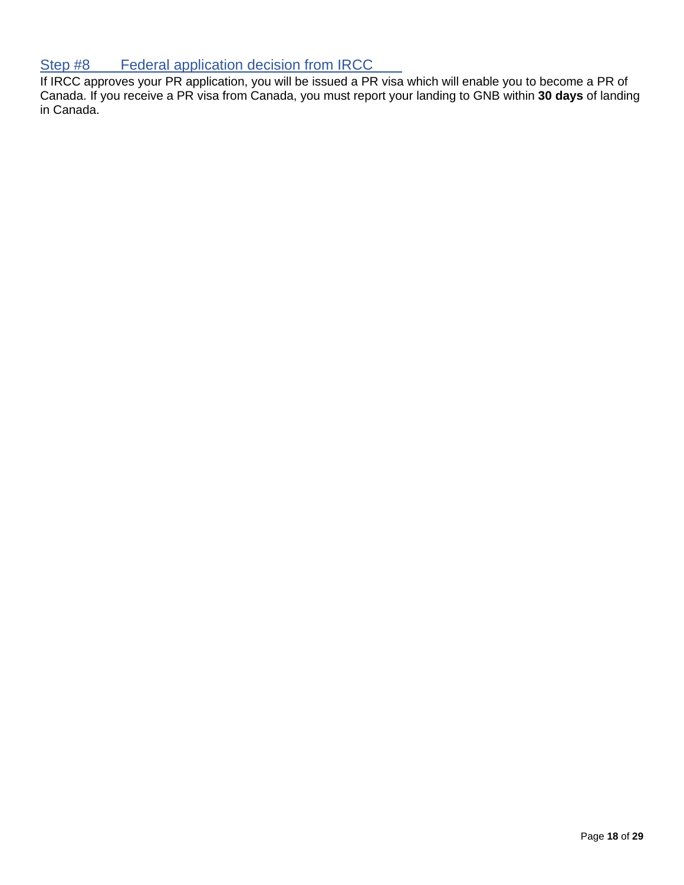## Step #8 Federal application decision from IRCC

If IRCC approves your PR application, you will be issued a PR visa which will enable you to become a PR of Canada. If you receive a PR visa from Canada, you must report your landing to GNB within **30 days** of landing in Canada.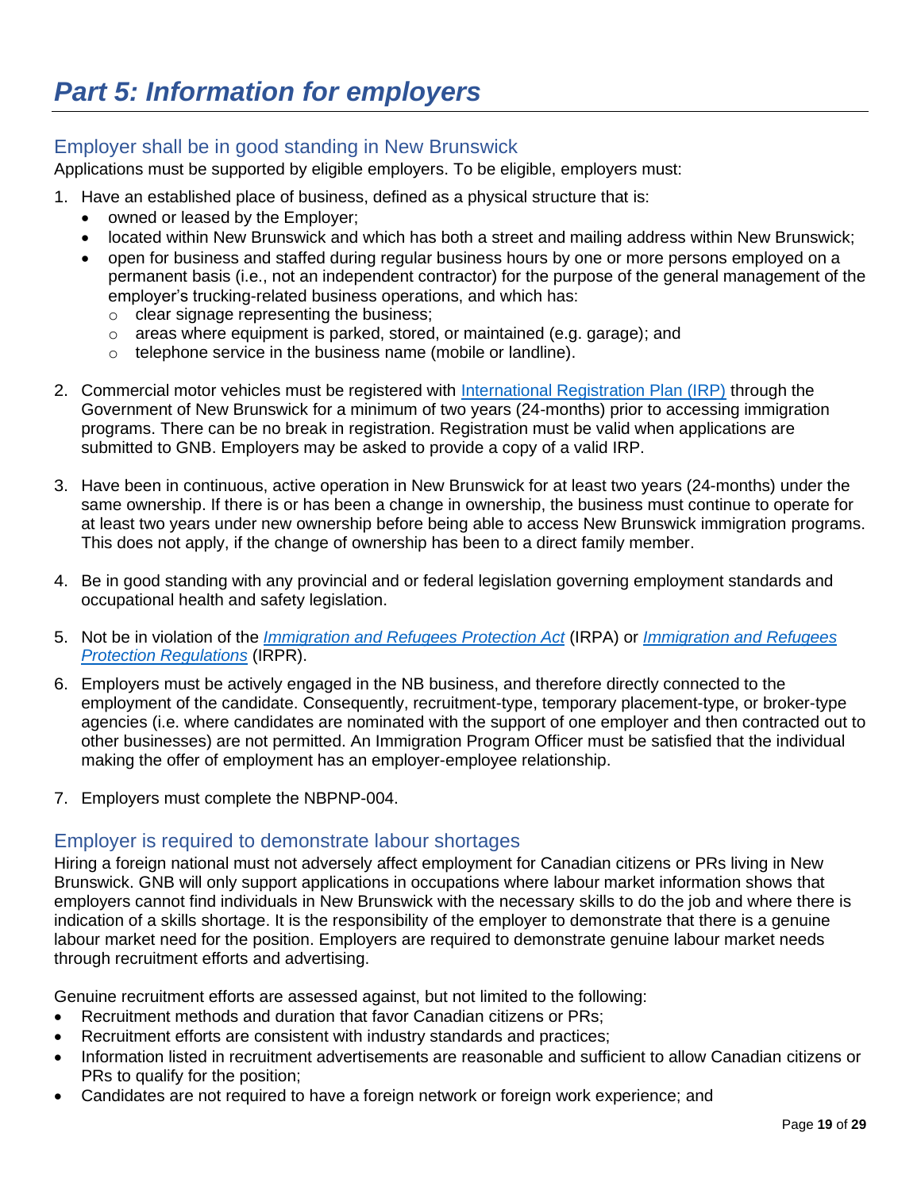# *Part 5: Information for employers*

## Employer shall be in good standing in New Brunswick

Applications must be supported by eligible employers. To be eligible, employers must:

1. Have an established place of business, defined as a physical structure that is:
   - owned or leased by the Employer;
   - located within New Brunswick and which has both a street and mailing address within New Brunswick;
   - open for business and staffed during regular business hours by one or more persons employed on a permanent basis (i.e., not an independent contractor) for the purpose of the general management of the employer's trucking-related business operations, and which has:
     - clear signage representing the business;
     - areas where equipment is parked, stored, or maintained (e.g. garage); and
     - telephone service in the business name (mobile or landline).

2. Commercial motor vehicles must be registered with [International Registration Plan (IRP)]() through the Government of New Brunswick for a minimum of two years (24-months) prior to accessing immigration programs. There can be no break in registration. Registration must be valid when applications are submitted to GNB. Employers may be asked to provide a copy of a valid IRP.

3. Have been in continuous, active operation in New Brunswick for at least two years (24-months) under the same ownership. If there is or has been a change in ownership, the business must continue to operate for at least two years under new ownership before being able to access New Brunswick immigration programs. This does not apply, if the change of ownership has been to a direct family member.

4. Be in good standing with any provincial and or federal legislation governing employment standards and occupational health and safety legislation.

5. Not be in violation of the [*Immigration and Refugees Protection Act*]() (IRPA) or [*Immigration and Refugees Protection Regulations*]() (IRPR).

6. Employers must be actively engaged in the NB business, and therefore directly connected to the employment of the candidate. Consequently, recruitment-type, temporary placement-type, or broker-type agencies (i.e. where candidates are nominated with the support of one employer and then contracted out to other businesses) are not permitted. An Immigration Program Officer must be satisfied that the individual making the offer of employment has an employer-employee relationship.

7. Employers must complete the NBPNP-004.

## Employer is required to demonstrate labour shortages

Hiring a foreign national must not adversely affect employment for Canadian citizens or PRs living in New Brunswick. GNB will only support applications in occupations where labour market information shows that employers cannot find individuals in New Brunswick with the necessary skills to do the job and where there is indication of a skills shortage. It is the responsibility of the employer to demonstrate that there is a genuine labour market need for the position. Employers are required to demonstrate genuine labour market needs through recruitment efforts and advertising.

Genuine recruitment efforts are assessed against, but not limited to the following:

- Recruitment methods and duration that favor Canadian citizens or PRs;
- Recruitment efforts are consistent with industry standards and practices;
- Information listed in recruitment advertisements are reasonable and sufficient to allow Canadian citizens or PRs to qualify for the position;
- Candidates are not required to have a foreign network or foreign work experience; and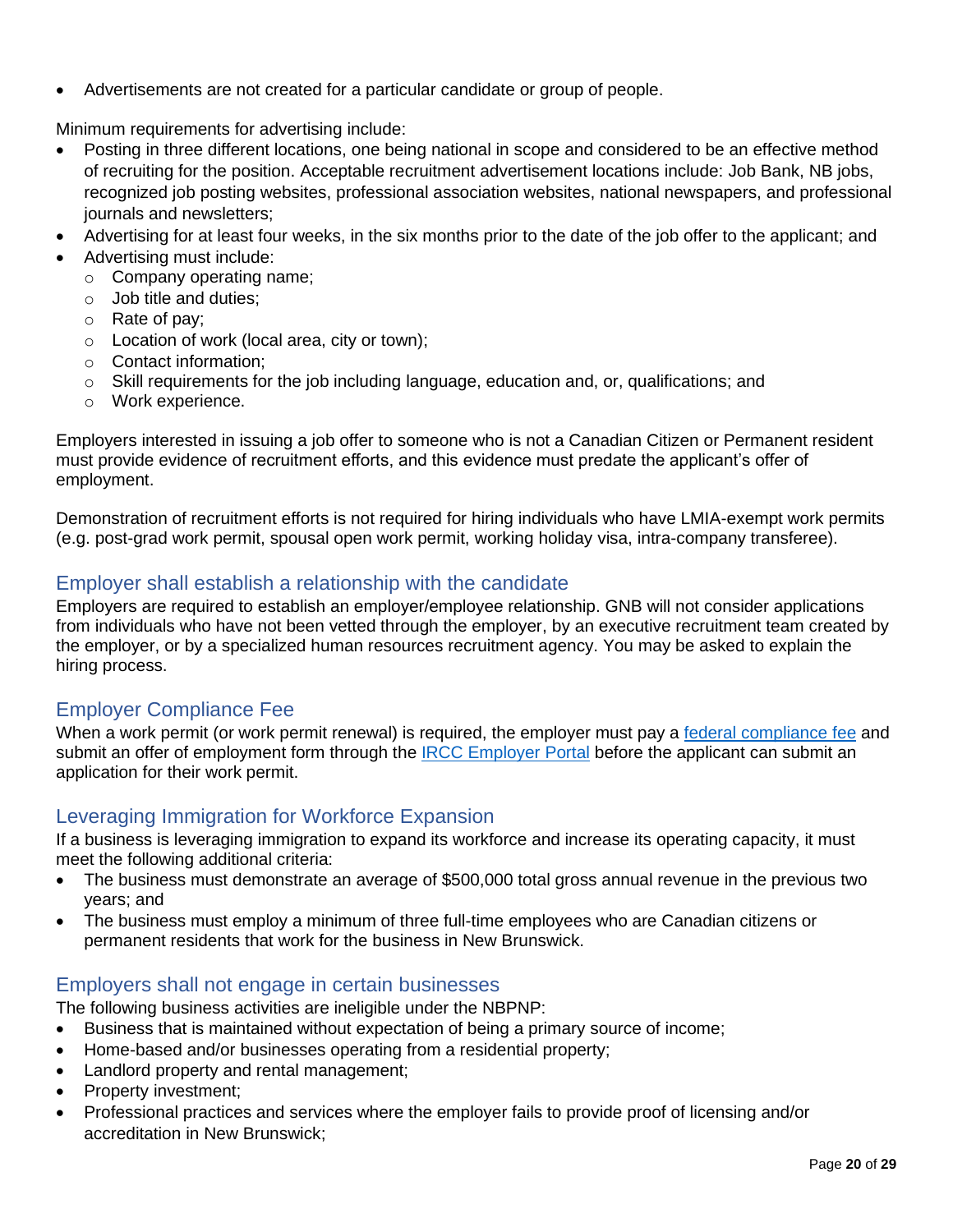- Advertisements are not created for a particular candidate or group of people.

Minimum requirements for advertising include:

- Posting in three different locations, one being national in scope and considered to be an effective method of recruiting for the position. Acceptable recruitment advertisement locations include: Job Bank, NB jobs, recognized job posting websites, professional association websites, national newspapers, and professional journals and newsletters;
- Advertising for at least four weeks, in the six months prior to the date of the job offer to the applicant; and
- Advertising must include:
  - Company operating name;
  - Job title and duties;
  - Rate of pay;
  - Location of work (local area, city or town);
  - Contact information;
  - Skill requirements for the job including language, education and, or, qualifications; and
  - Work experience.

Employers interested in issuing a job offer to someone who is not a Canadian Citizen or Permanent resident must provide evidence of recruitment efforts, and this evidence must predate the applicant's offer of employment.

Demonstration of recruitment efforts is not required for hiring individuals who have LMIA-exempt work permits (e.g. post-grad work permit, spousal open work permit, working holiday visa, intra-company transferee).

## Employer shall establish a relationship with the candidate

Employers are required to establish an employer/employee relationship. GNB will not consider applications from individuals who have not been vetted through the employer, by an executive recruitment team created by the employer, or by a specialized human resources recruitment agency. You may be asked to explain the hiring process.

## Employer Compliance Fee

When a work permit (or work permit renewal) is required, the employer must pay a federal compliance fee and submit an offer of employment form through the IRCC Employer Portal before the applicant can submit an application for their work permit.

## Leveraging Immigration for Workforce Expansion

If a business is leveraging immigration to expand its workforce and increase its operating capacity, it must meet the following additional criteria:

- The business must demonstrate an average of $500,000 total gross annual revenue in the previous two years; and
- The business must employ a minimum of three full-time employees who are Canadian citizens or permanent residents that work for the business in New Brunswick.

## Employers shall not engage in certain businesses

The following business activities are ineligible under the NBPNP:

- Business that is maintained without expectation of being a primary source of income;
- Home-based and/or businesses operating from a residential property;
- Landlord property and rental management;
- Property investment;
- Professional practices and services where the employer fails to provide proof of licensing and/or accreditation in New Brunswick;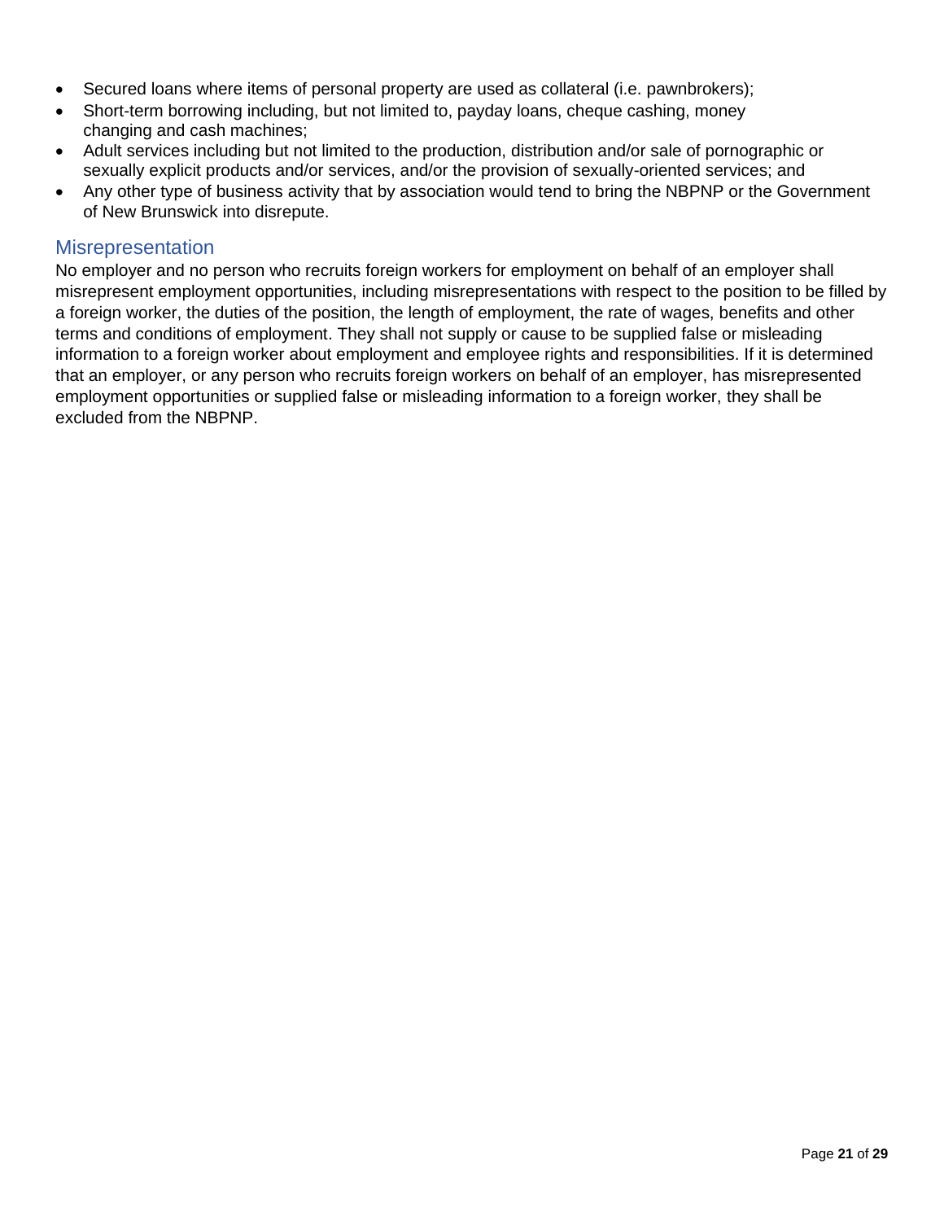- Secured loans where items of personal property are used as collateral (i.e. pawnbrokers);
- Short-term borrowing including, but not limited to, payday loans, cheque cashing, money changing and cash machines;
- Adult services including but not limited to the production, distribution and/or sale of pornographic or sexually explicit products and/or services, and/or the provision of sexually-oriented services; and
- Any other type of business activity that by association would tend to bring the NBPNP or the Government of New Brunswick into disrepute.

## Misrepresentation

No employer and no person who recruits foreign workers for employment on behalf of an employer shall misrepresent employment opportunities, including misrepresentations with respect to the position to be filled by a foreign worker, the duties of the position, the length of employment, the rate of wages, benefits and other terms and conditions of employment. They shall not supply or cause to be supplied false or misleading information to a foreign worker about employment and employee rights and responsibilities. If it is determined that an employer, or any person who recruits foreign workers on behalf of an employer, has misrepresented employment opportunities or supplied false or misleading information to a foreign worker, they shall be excluded from the NBPNP.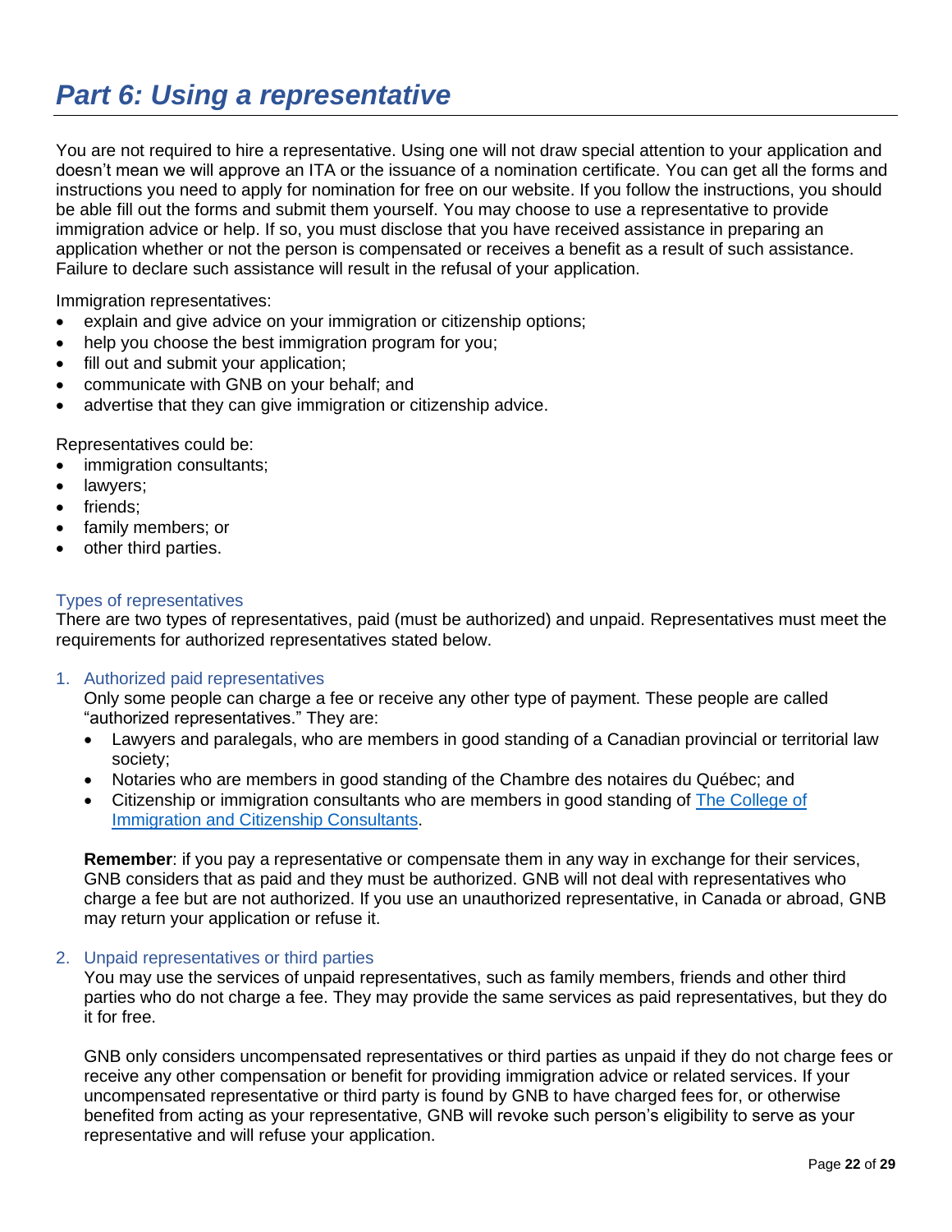# *Part 6: Using a representative*

You are not required to hire a representative. Using one will not draw special attention to your application and doesn't mean we will approve an ITA or the issuance of a nomination certificate. You can get all the forms and instructions you need to apply for nomination for free on our website. If you follow the instructions, you should be able fill out the forms and submit them yourself. You may choose to use a representative to provide immigration advice or help. If so, you must disclose that you have received assistance in preparing an application whether or not the person is compensated or receives a benefit as a result of such assistance. Failure to declare such assistance will result in the refusal of your application.

Immigration representatives:

- explain and give advice on your immigration or citizenship options;
- help you choose the best immigration program for you;
- fill out and submit your application;
- communicate with GNB on your behalf; and
- advertise that they can give immigration or citizenship advice.

Representatives could be:

- immigration consultants;
- lawyers;
- friends;
- family members; or
- other third parties.

### Types of representatives

There are two types of representatives, paid (must be authorized) and unpaid. Representatives must meet the requirements for authorized representatives stated below.

1. Authorized paid representatives

   Only some people can charge a fee or receive any other type of payment. These people are called "authorized representatives." They are:

   - Lawyers and paralegals, who are members in good standing of a Canadian provincial or territorial law society;
   - Notaries who are members in good standing of the Chambre des notaires du Québec; and
   - Citizenship or immigration consultants who are members in good standing of The College of Immigration and Citizenship Consultants.

   **Remember**: if you pay a representative or compensate them in any way in exchange for their services, GNB considers that as paid and they must be authorized. GNB will not deal with representatives who charge a fee but are not authorized. If you use an unauthorized representative, in Canada or abroad, GNB may return your application or refuse it.

2. Unpaid representatives or third parties

   You may use the services of unpaid representatives, such as family members, friends and other third parties who do not charge a fee. They may provide the same services as paid representatives, but they do it for free.

   GNB only considers uncompensated representatives or third parties as unpaid if they do not charge fees or receive any other compensation or benefit for providing immigration advice or related services. If your uncompensated representative or third party is found by GNB to have charged fees for, or otherwise benefited from acting as your representative, GNB will revoke such person's eligibility to serve as your representative and will refuse your application.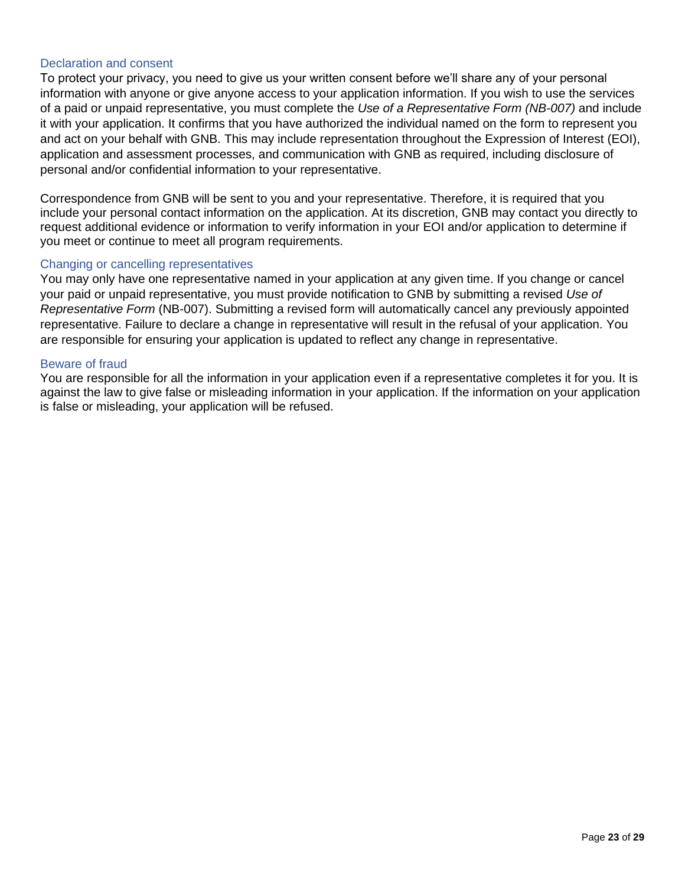### Declaration and consent

To protect your privacy, you need to give us your written consent before we'll share any of your personal information with anyone or give anyone access to your application information. If you wish to use the services of a paid or unpaid representative, you must complete the *Use of a Representative Form (NB-007)* and include it with your application. It confirms that you have authorized the individual named on the form to represent you and act on your behalf with GNB. This may include representation throughout the Expression of Interest (EOI), application and assessment processes, and communication with GNB as required, including disclosure of personal and/or confidential information to your representative.

Correspondence from GNB will be sent to you and your representative. Therefore, it is required that you include your personal contact information on the application. At its discretion, GNB may contact you directly to request additional evidence or information to verify information in your EOI and/or application to determine if you meet or continue to meet all program requirements.

### Changing or cancelling representatives

You may only have one representative named in your application at any given time. If you change or cancel your paid or unpaid representative, you must provide notification to GNB by submitting a revised *Use of Representative Form* (NB-007). Submitting a revised form will automatically cancel any previously appointed representative. Failure to declare a change in representative will result in the refusal of your application. You are responsible for ensuring your application is updated to reflect any change in representative.

### Beware of fraud

You are responsible for all the information in your application even if a representative completes it for you. It is against the law to give false or misleading information in your application. If the information on your application is false or misleading, your application will be refused.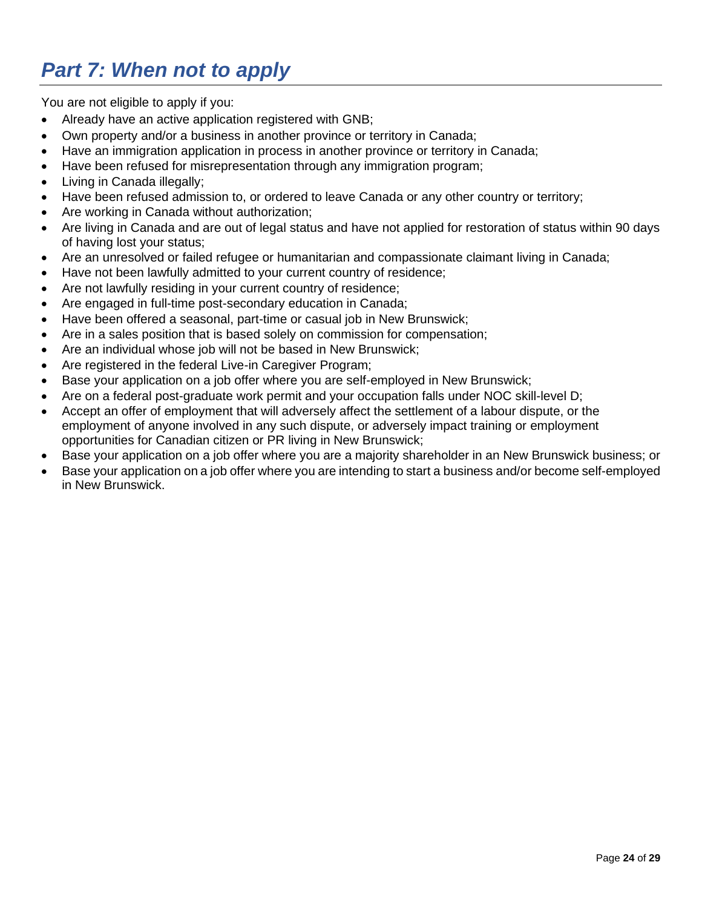# *Part 7: When not to apply*

You are not eligible to apply if you:

- Already have an active application registered with GNB;
- Own property and/or a business in another province or territory in Canada;
- Have an immigration application in process in another province or territory in Canada;
- Have been refused for misrepresentation through any immigration program;
- Living in Canada illegally;
- Have been refused admission to, or ordered to leave Canada or any other country or territory;
- Are working in Canada without authorization;
- Are living in Canada and are out of legal status and have not applied for restoration of status within 90 days of having lost your status;
- Are an unresolved or failed refugee or humanitarian and compassionate claimant living in Canada;
- Have not been lawfully admitted to your current country of residence;
- Are not lawfully residing in your current country of residence;
- Are engaged in full-time post-secondary education in Canada;
- Have been offered a seasonal, part-time or casual job in New Brunswick;
- Are in a sales position that is based solely on commission for compensation;
- Are an individual whose job will not be based in New Brunswick;
- Are registered in the federal Live-in Caregiver Program;
- Base your application on a job offer where you are self-employed in New Brunswick;
- Are on a federal post-graduate work permit and your occupation falls under NOC skill-level D;
- Accept an offer of employment that will adversely affect the settlement of a labour dispute, or the employment of anyone involved in any such dispute, or adversely impact training or employment opportunities for Canadian citizen or PR living in New Brunswick;
- Base your application on a job offer where you are a majority shareholder in an New Brunswick business; or
- Base your application on a job offer where you are intending to start a business and/or become self-employed in New Brunswick.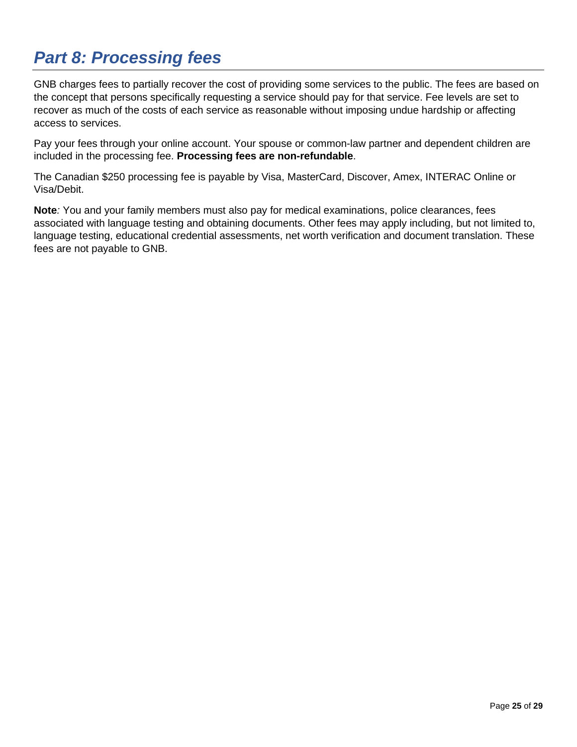# *Part 8: Processing fees*

GNB charges fees to partially recover the cost of providing some services to the public. The fees are based on the concept that persons specifically requesting a service should pay for that service. Fee levels are set to recover as much of the costs of each service as reasonable without imposing undue hardship or affecting access to services.

Pay your fees through your online account. Your spouse or common-law partner and dependent children are included in the processing fee. **Processing fees are non-refundable**.

The Canadian $250 processing fee is payable by Visa, MasterCard, Discover, Amex, INTERAC Online or Visa/Debit.

**Note***:* You and your family members must also pay for medical examinations, police clearances, fees associated with language testing and obtaining documents. Other fees may apply including, but not limited to, language testing, educational credential assessments, net worth verification and document translation. These fees are not payable to GNB.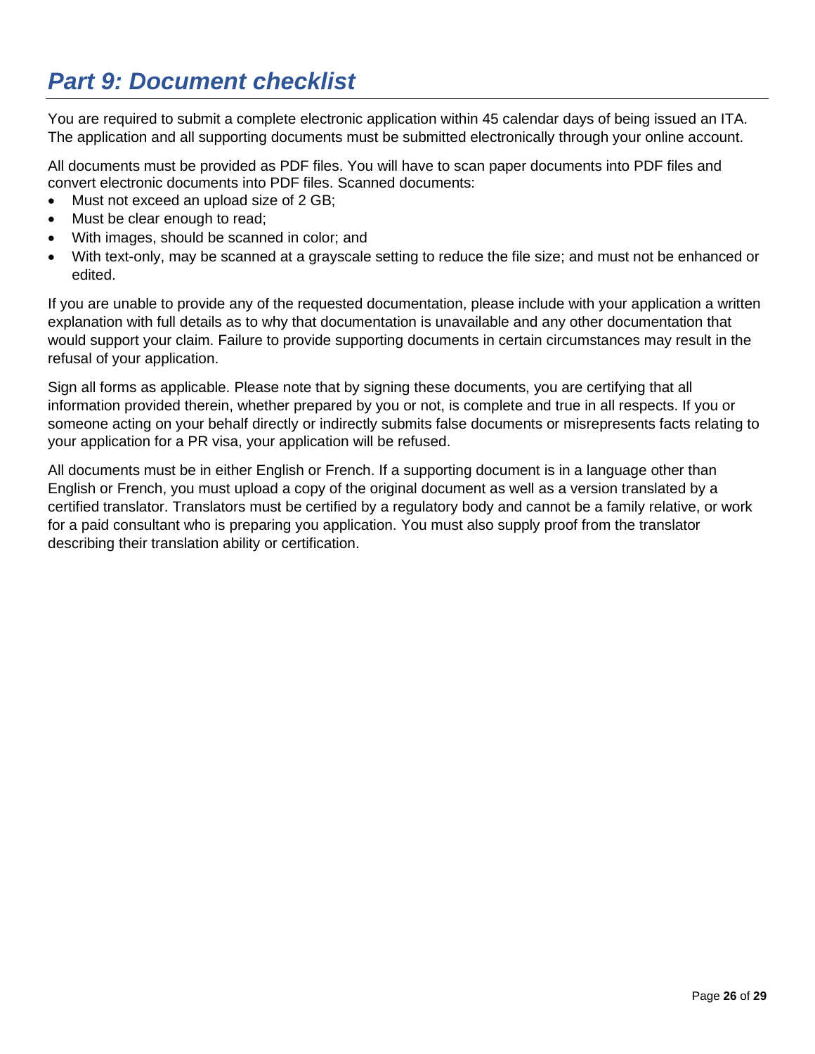# *Part 9: Document checklist*

You are required to submit a complete electronic application within 45 calendar days of being issued an ITA. The application and all supporting documents must be submitted electronically through your online account.

All documents must be provided as PDF files. You will have to scan paper documents into PDF files and convert electronic documents into PDF files. Scanned documents:

- Must not exceed an upload size of 2 GB;
- Must be clear enough to read;
- With images, should be scanned in color; and
- With text-only, may be scanned at a grayscale setting to reduce the file size; and must not be enhanced or edited.

If you are unable to provide any of the requested documentation, please include with your application a written explanation with full details as to why that documentation is unavailable and any other documentation that would support your claim. Failure to provide supporting documents in certain circumstances may result in the refusal of your application.

Sign all forms as applicable. Please note that by signing these documents, you are certifying that all information provided therein, whether prepared by you or not, is complete and true in all respects. If you or someone acting on your behalf directly or indirectly submits false documents or misrepresents facts relating to your application for a PR visa, your application will be refused.

All documents must be in either English or French. If a supporting document is in a language other than English or French, you must upload a copy of the original document as well as a version translated by a certified translator. Translators must be certified by a regulatory body and cannot be a family relative, or work for a paid consultant who is preparing you application. You must also supply proof from the translator describing their translation ability or certification.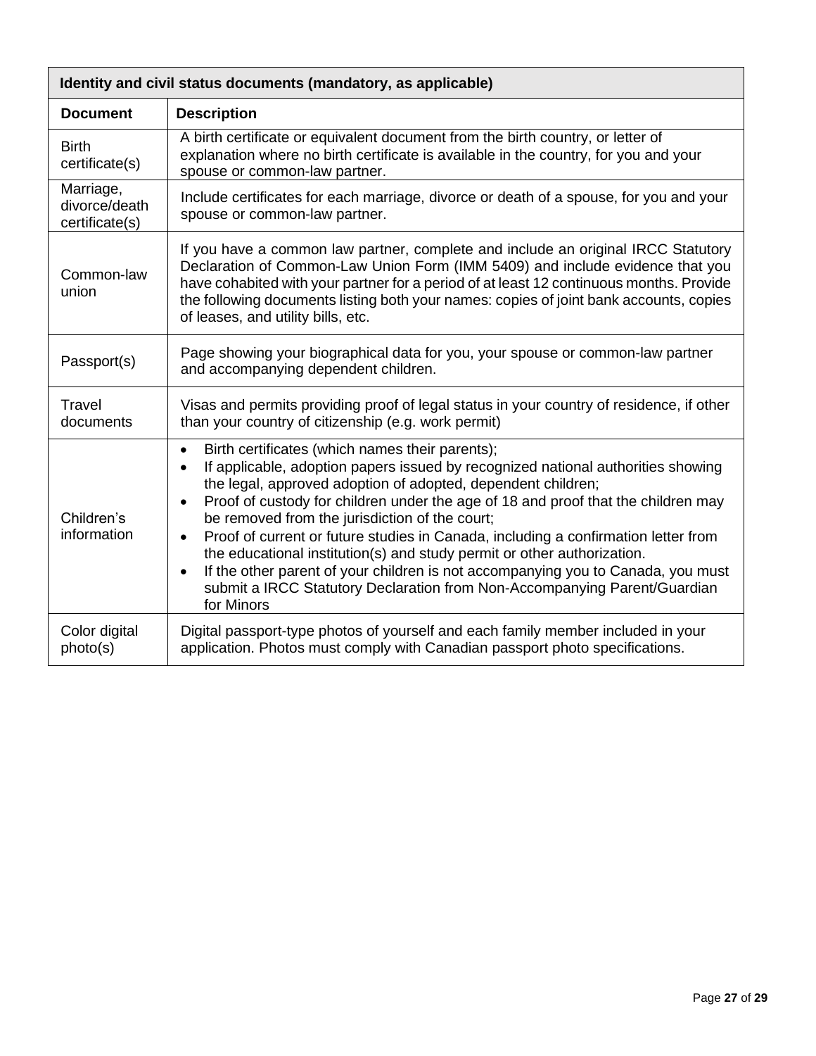| Identity and civil status documents (mandatory, as applicable) | |
|---|---|
| **Document** | **Description** |
| Birth certificate(s) | A birth certificate or equivalent document from the birth country, or letter of explanation where no birth certificate is available in the country, for you and your spouse or common-law partner. |
| Marriage, divorce/death certificate(s) | Include certificates for each marriage, divorce or death of a spouse, for you and your spouse or common-law partner. |
| Common-law union | If you have a common law partner, complete and include an original IRCC Statutory Declaration of Common-Law Union Form (IMM 5409) and include evidence that you have cohabited with your partner for a period of at least 12 continuous months. Provide the following documents listing both your names: copies of joint bank accounts, copies of leases, and utility bills, etc. |
| Passport(s) | Page showing your biographical data for you, your spouse or common-law partner and accompanying dependent children. |
| Travel documents | Visas and permits providing proof of legal status in your country of residence, if other than your country of citizenship (e.g. work permit) |
| Children's information | • Birth certificates (which names their parents);<br>• If applicable, adoption papers issued by recognized national authorities showing the legal, approved adoption of adopted, dependent children;<br>• Proof of custody for children under the age of 18 and proof that the children may be removed from the jurisdiction of the court;<br>• Proof of current or future studies in Canada, including a confirmation letter from the educational institution(s) and study permit or other authorization.<br>• If the other parent of your children is not accompanying you to Canada, you must submit a IRCC Statutory Declaration from Non-Accompanying Parent/Guardian for Minors |
| Color digital photo(s) | Digital passport-type photos of yourself and each family member included in your application. Photos must comply with Canadian passport photo specifications. |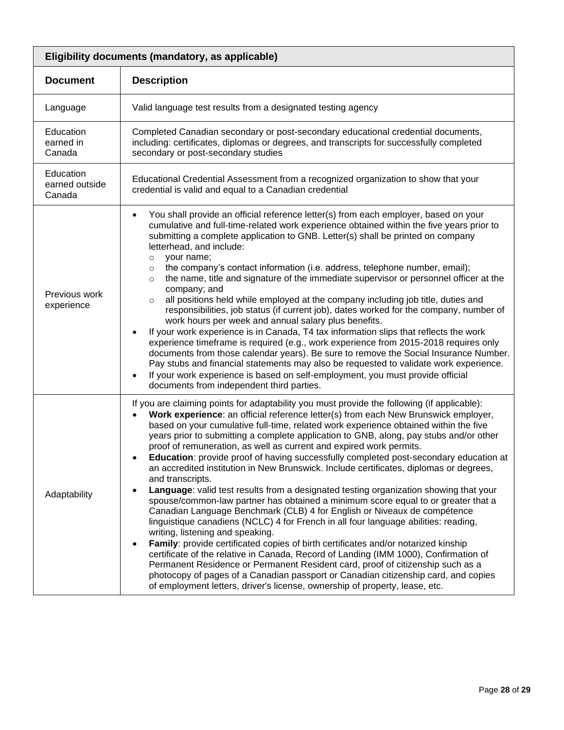| Eligibility documents (mandatory, as applicable) | |
|---|---|
| **Document** | **Description** |
| Language | Valid language test results from a designated testing agency |
| Education earned in Canada | Completed Canadian secondary or post-secondary educational credential documents, including: certificates, diplomas or degrees, and transcripts for successfully completed secondary or post-secondary studies |
| Education earned outside Canada | Educational Credential Assessment from a recognized organization to show that your credential is valid and equal to a Canadian credential |
| Previous work experience | • You shall provide an official reference letter(s) from each employer, based on your cumulative and full-time-related work experience obtained within the five years prior to submitting a complete application to GNB. Letter(s) shall be printed on company letterhead, and include:<br>○ your name;<br>○ the company's contact information (i.e. address, telephone number, email);<br>○ the name, title and signature of the immediate supervisor or personnel officer at the company; and<br>○ all positions held while employed at the company including job title, duties and responsibilities, job status (if current job), dates worked for the company, number of work hours per week and annual salary plus benefits.<br>• If your work experience is in Canada, T4 tax information slips that reflects the work experience timeframe is required (e.g., work experience from 2015-2018 requires only documents from those calendar years). Be sure to remove the Social Insurance Number. Pay stubs and financial statements may also be requested to validate work experience.<br>• If your work experience is based on self-employment, you must provide official documents from independent third parties. |
| Adaptability | If you are claiming points for adaptability you must provide the following (if applicable):<br>• **Work experience**: an official reference letter(s) from each New Brunswick employer, based on your cumulative full-time, related work experience obtained within the five years prior to submitting a complete application to GNB, along, pay stubs and/or other proof of remuneration, as well as current and expired work permits.<br>• **Education**: provide proof of having successfully completed post-secondary education at an accredited institution in New Brunswick. Include certificates, diplomas or degrees, and transcripts.<br>• **Language**: valid test results from a designated testing organization showing that your spouse/common-law partner has obtained a minimum score equal to or greater that a Canadian Language Benchmark (CLB) 4 for English or Niveaux de compétence linguistique canadiens (NCLC) 4 for French in all four language abilities: reading, writing, listening and speaking.<br>• **Family**: provide certificated copies of birth certificates and/or notarized kinship certificate of the relative in Canada, Record of Landing (IMM 1000), Confirmation of Permanent Residence or Permanent Resident card, proof of citizenship such as a photocopy of pages of a Canadian passport or Canadian citizenship card, and copies of employment letters, driver's license, ownership of property, lease, etc. |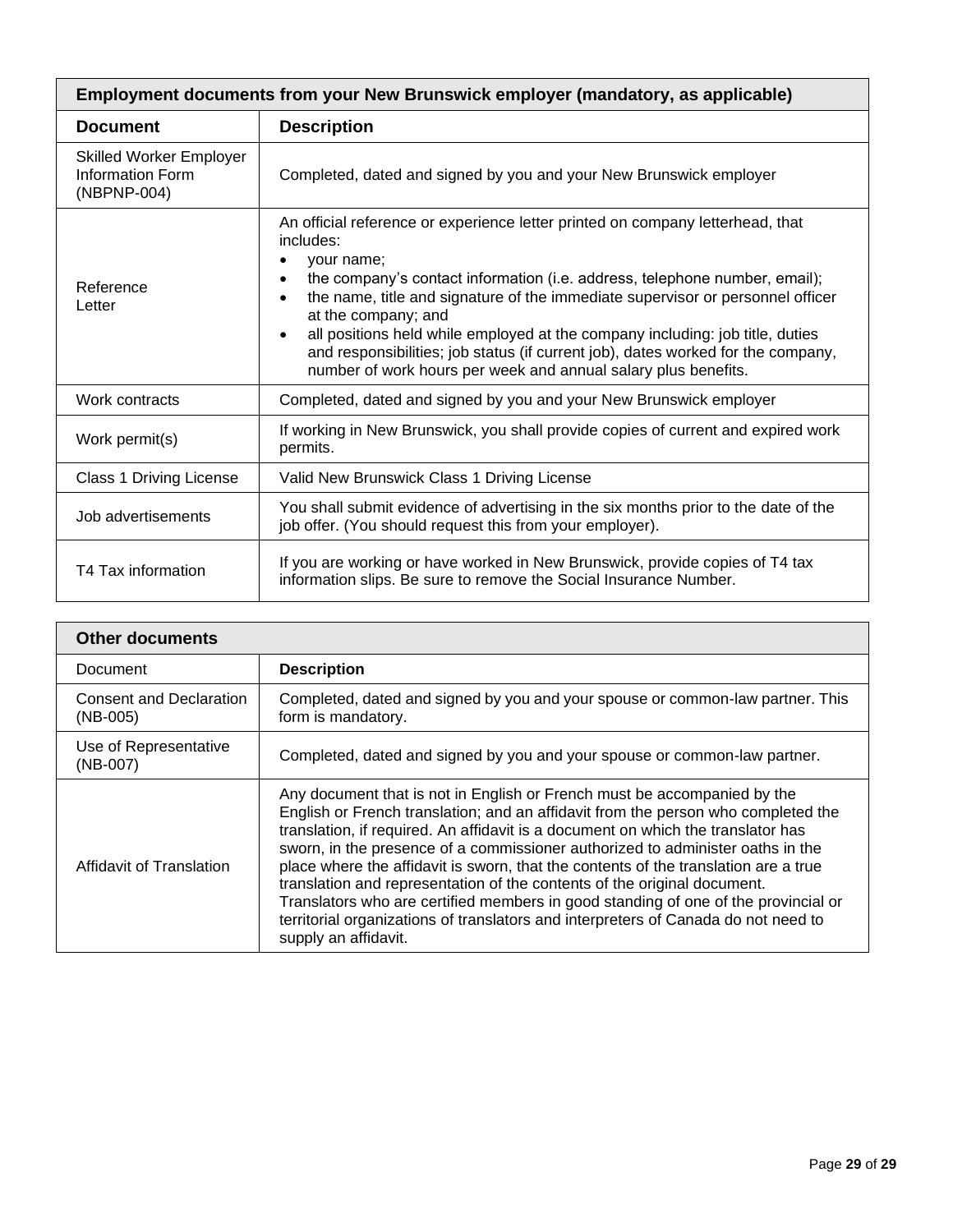| Employment documents from your New Brunswick employer (mandatory, as applicable) | |
|---|---|
| **Document** | **Description** |
| Skilled Worker Employer Information Form (NBPNP-004) | Completed, dated and signed by you and your New Brunswick employer |
| Reference Letter | An official reference or experience letter printed on company letterhead, that includes:<br>• your name;<br>• the company's contact information (i.e. address, telephone number, email);<br>• the name, title and signature of the immediate supervisor or personnel officer at the company; and<br>• all positions held while employed at the company including: job title, duties and responsibilities; job status (if current job), dates worked for the company, number of work hours per week and annual salary plus benefits. |
| Work contracts | Completed, dated and signed by you and your New Brunswick employer |
| Work permit(s) | If working in New Brunswick, you shall provide copies of current and expired work permits. |
| Class 1 Driving License | Valid New Brunswick Class 1 Driving License |
| Job advertisements | You shall submit evidence of advertising in the six months prior to the date of the job offer. (You should request this from your employer). |
| T4 Tax information | If you are working or have worked in New Brunswick, provide copies of T4 tax information slips. Be sure to remove the Social Insurance Number. |

| Other documents | |
|---|---|
| Document | **Description** |
| Consent and Declaration (NB-005) | Completed, dated and signed by you and your spouse or common-law partner. This form is mandatory. |
| Use of Representative (NB-007) | Completed, dated and signed by you and your spouse or common-law partner. |
| Affidavit of Translation | Any document that is not in English or French must be accompanied by the English or French translation; and an affidavit from the person who completed the translation, if required. An affidavit is a document on which the translator has sworn, in the presence of a commissioner authorized to administer oaths in the place where the affidavit is sworn, that the contents of the translation are a true translation and representation of the contents of the original document. Translators who are certified members in good standing of one of the provincial or territorial organizations of translators and interpreters of Canada do not need to supply an affidavit. |